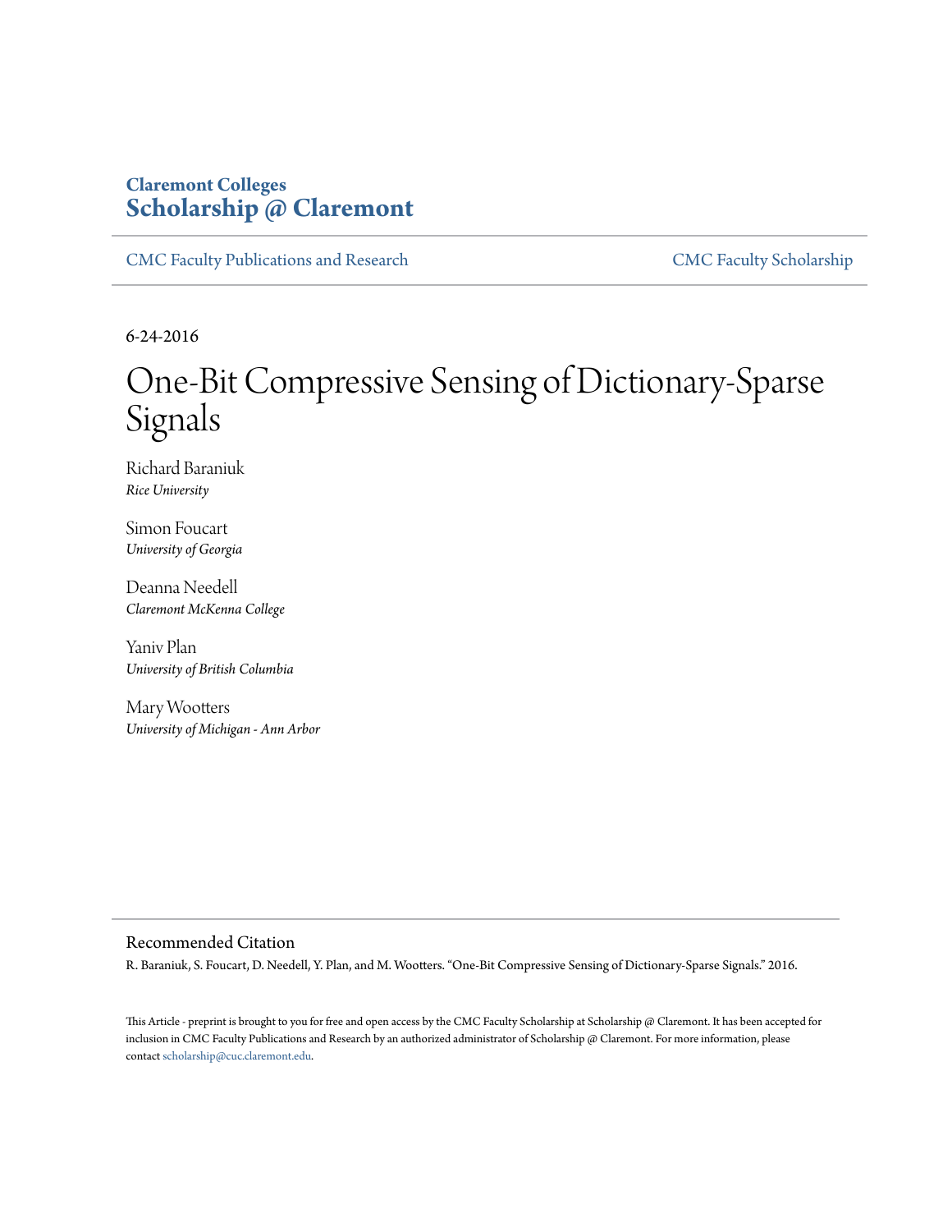**Claremont Colleges**
**Scholarship @ Claremont**

CMC Faculty Publications and Research | CMC Faculty Scholarship

6-24-2016

# One-Bit Compressive Sensing of Dictionary-Sparse Signals

Richard Baraniuk
*Rice University*

Simon Foucart
*University of Georgia*

Deanna Needell
*Claremont McKenna College*

Yaniv Plan
*University of British Columbia*

Mary Wootters
*University of Michigan - Ann Arbor*

## Recommended Citation

R. Baraniuk, S. Foucart, D. Needell, Y. Plan, and M. Wootters. "One-Bit Compressive Sensing of Dictionary-Sparse Signals." 2016.

This Article - preprint is brought to you for free and open access by the CMC Faculty Scholarship at Scholarship @ Claremont. It has been accepted for inclusion in CMC Faculty Publications and Research by an authorized administrator of Scholarship @ Claremont. For more information, please contact scholarship@cuc.claremont.edu.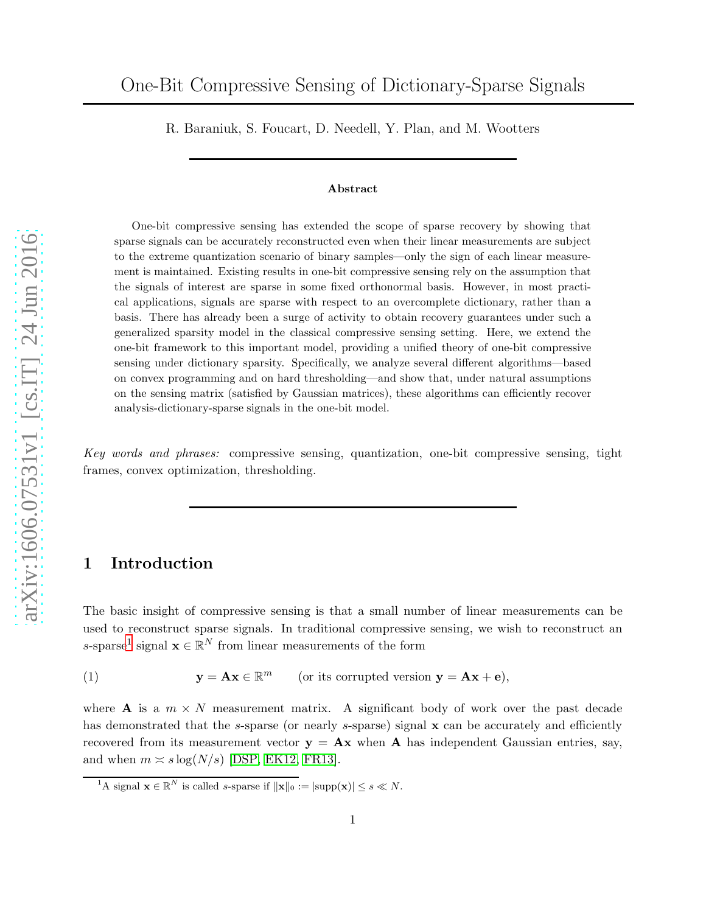# One-Bit Compressive Sensing of Dictionary-Sparse Signals

R. Baraniuk, S. Foucart, D. Needell, Y. Plan, and M. Wootters

---

**Abstract**

One-bit compressive sensing has extended the scope of sparse recovery by showing that sparse signals can be accurately reconstructed even when their linear measurements are subject to the extreme quantization scenario of binary samples—only the sign of each linear measurement is maintained. Existing results in one-bit compressive sensing rely on the assumption that the signals of interest are sparse in some fixed orthonormal basis. However, in most practical applications, signals are sparse with respect to an overcomplete dictionary, rather than a basis. There has already been a surge of activity to obtain recovery guarantees under such a generalized sparsity model in the classical compressive sensing setting. Here, we extend the one-bit framework to this important model, providing a unified theory of one-bit compressive sensing under dictionary sparsity. Specifically, we analyze several different algorithms—based on convex programming and on hard thresholding—and show that, under natural assumptions on the sensing matrix (satisfied by Gaussian matrices), these algorithms can efficiently recover analysis-dictionary-sparse signals in the one-bit model.

*Key words and phrases:* compressive sensing, quantization, one-bit compressive sensing, tight frames, convex optimization, thresholding.

---

## 1 Introduction

The basic insight of compressive sensing is that a small number of linear measurements can be used to reconstruct sparse signals. In traditional compressive sensing, we wish to reconstruct an $s$-sparse[1] signal $\mathbf{x} \in \mathbb{R}^N$ from linear measurements of the form

$$\mathbf{y} = \mathbf{A}\mathbf{x} \in \mathbb{R}^m \qquad \text{(or its corrupted version } \mathbf{y} = \mathbf{A}\mathbf{x} + \mathbf{e}\text{)}, \tag{1}$$

where $\mathbf{A}$ is a $m \times N$ measurement matrix. A significant body of work over the past decade has demonstrated that the $s$-sparse (or nearly $s$-sparse) signal $\mathbf{x}$ can be accurately and efficiently recovered from its measurement vector $\mathbf{y} = \mathbf{A}\mathbf{x}$ when $\mathbf{A}$ has independent Gaussian entries, say, and when $m \asymp s \log(N/s)$ [DSP, EK12, FR13].

[1] A signal $\mathbf{x} \in \mathbb{R}^N$ is called $s$-sparse if $\|\mathbf{x}\|_0 := |\mathrm{supp}(\mathbf{x})| \le s \ll N$.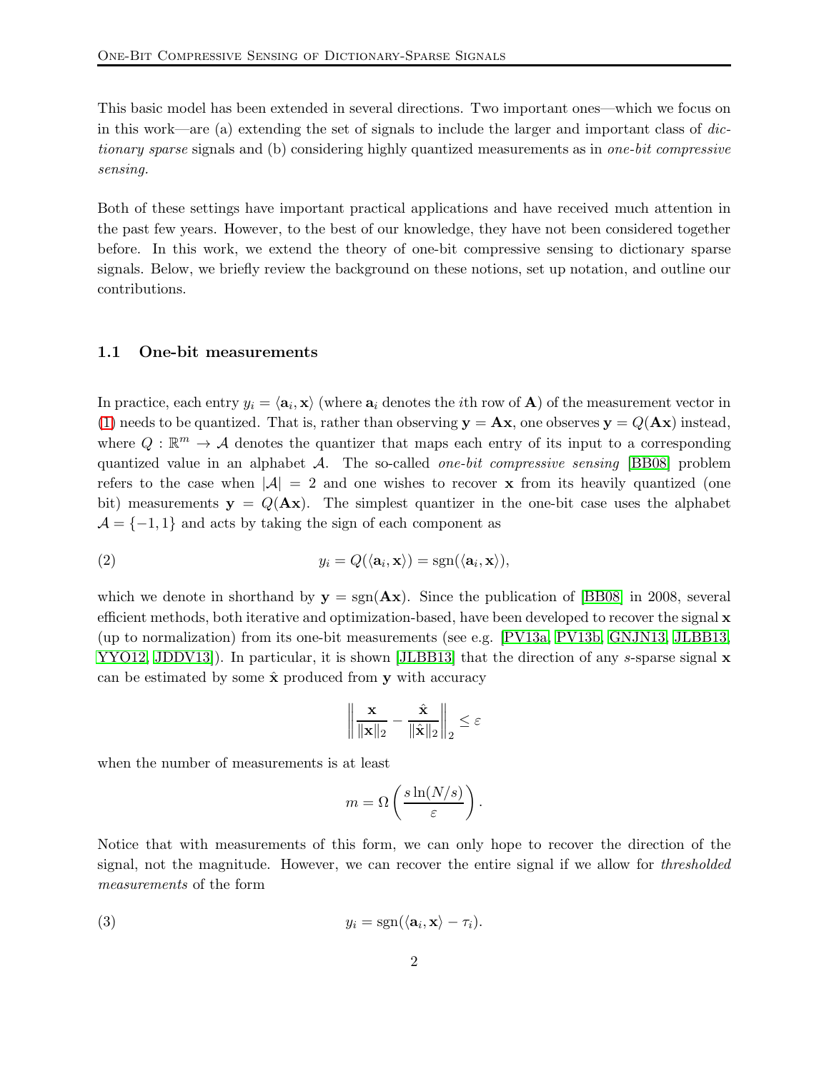This basic model has been extended in several directions. Two important ones—which we focus on in this work—are (a) extending the set of signals to include the larger and important class of *dictionary sparse* signals and (b) considering highly quantized measurements as in *one-bit compressive sensing.*

Both of these settings have important practical applications and have received much attention in the past few years. However, to the best of our knowledge, they have not been considered together before. In this work, we extend the theory of one-bit compressive sensing to dictionary sparse signals. Below, we briefly review the background on these notions, set up notation, and outline our contributions.

### 1.1 One-bit measurements

In practice, each entry $y_i = \langle \mathbf{a}_i, \mathbf{x} \rangle$ (where $\mathbf{a}_i$ denotes the $i$th row of $\mathbf{A}$) of the measurement vector in (1) needs to be quantized. That is, rather than observing $\mathbf{y} = \mathbf{A}\mathbf{x}$, one observes $\mathbf{y} = Q(\mathbf{A}\mathbf{x})$ instead, where $Q : \mathbb{R}^m \to \mathcal{A}$ denotes the quantizer that maps each entry of its input to a corresponding quantized value in an alphabet $\mathcal{A}$. The so-called *one-bit compressive sensing* [BB08] problem refers to the case when $|\mathcal{A}| = 2$ and one wishes to recover $\mathbf{x}$ from its heavily quantized (one bit) measurements $\mathbf{y} = Q(\mathbf{A}\mathbf{x})$. The simplest quantizer in the one-bit case uses the alphabet $\mathcal{A} = \{-1, 1\}$ and acts by taking the sign of each component as

$$y_i = Q(\langle \mathbf{a}_i, \mathbf{x} \rangle) = \operatorname{sgn}(\langle \mathbf{a}_i, \mathbf{x} \rangle), \tag{2}$$

which we denote in shorthand by $\mathbf{y} = \operatorname{sgn}(\mathbf{A}\mathbf{x})$. Since the publication of [BB08] in 2008, several efficient methods, both iterative and optimization-based, have been developed to recover the signal $\mathbf{x}$ (up to normalization) from its one-bit measurements (see e.g. [PV13a, PV13b, GNJN13, JLBB13, YYO12, JDDV13]). In particular, it is shown [JLBB13] that the direction of any $s$-sparse signal $\mathbf{x}$ can be estimated by some $\hat{\mathbf{x}}$ produced from $\mathbf{y}$ with accuracy

$$\left\| \frac{\mathbf{x}}{\|\mathbf{x}\|_2} - \frac{\hat{\mathbf{x}}}{\|\hat{\mathbf{x}}\|_2} \right\|_2 \le \varepsilon$$

when the number of measurements is at least

$$m = \Omega\left( \frac{s \ln(N/s)}{\varepsilon} \right).$$

Notice that with measurements of this form, we can only hope to recover the direction of the signal, not the magnitude. However, we can recover the entire signal if we allow for *thresholded measurements* of the form

$$y_i = \operatorname{sgn}(\langle \mathbf{a}_i, \mathbf{x} \rangle - \tau_i). \tag{3}$$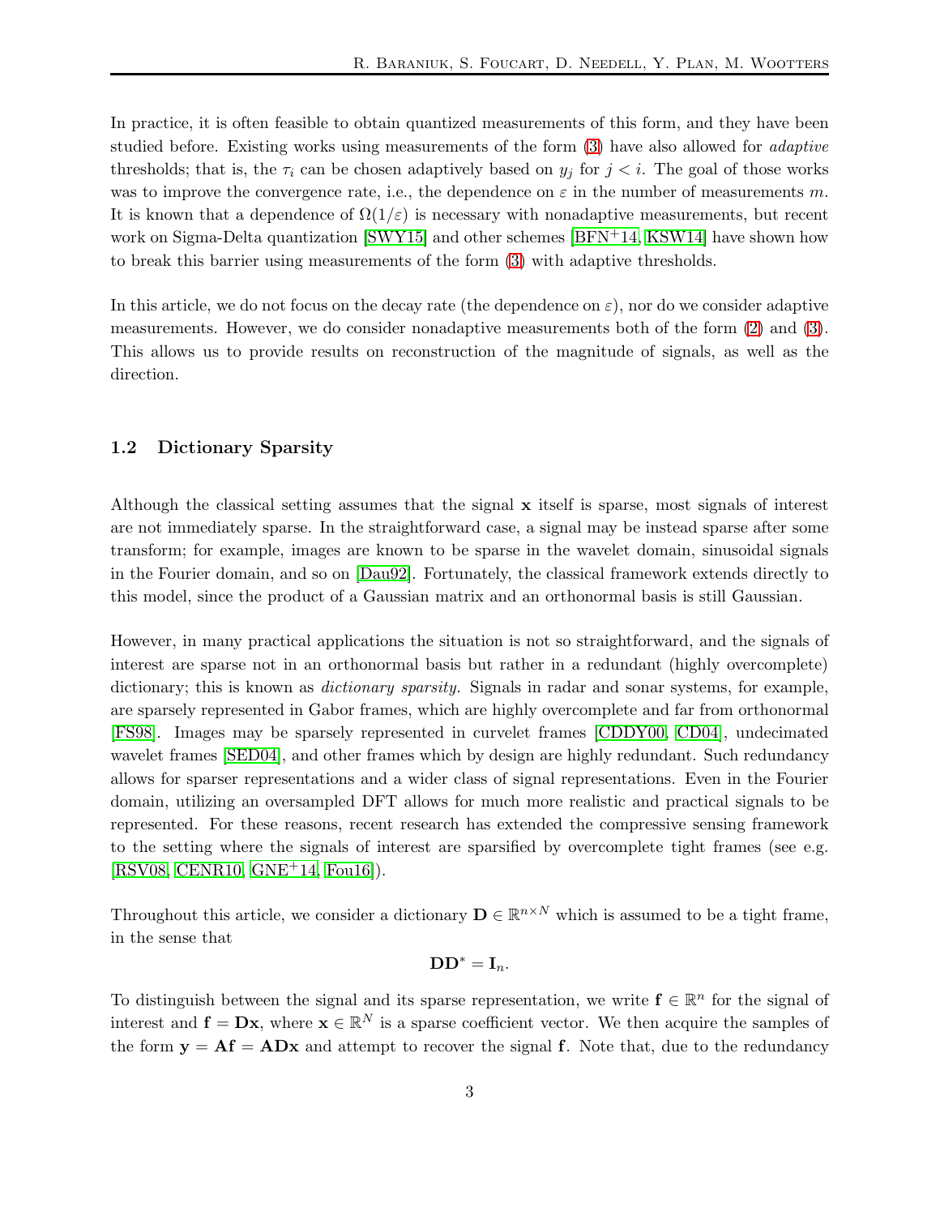In practice, it is often feasible to obtain quantized measurements of this form, and they have been studied before. Existing works using measurements of the form (3) have also allowed for *adaptive* thresholds; that is, the $\tau_i$ can be chosen adaptively based on $y_j$ for $j < i$. The goal of those works was to improve the convergence rate, i.e., the dependence on $\varepsilon$ in the number of measurements $m$. It is known that a dependence of $\Omega(1/\varepsilon)$ is necessary with nonadaptive measurements, but recent work on Sigma-Delta quantization [SWY15] and other schemes [BFN+14, KSW14] have shown how to break this barrier using measurements of the form (3) with adaptive thresholds.

In this article, we do not focus on the decay rate (the dependence on $\varepsilon$), nor do we consider adaptive measurements. However, we do consider nonadaptive measurements both of the form (2) and (3). This allows us to provide results on reconstruction of the magnitude of signals, as well as the direction.

### 1.2 Dictionary Sparsity

Although the classical setting assumes that the signal $\mathbf{x}$ itself is sparse, most signals of interest are not immediately sparse. In the straightforward case, a signal may be instead sparse after some transform; for example, images are known to be sparse in the wavelet domain, sinusoidal signals in the Fourier domain, and so on [Dau92]. Fortunately, the classical framework extends directly to this model, since the product of a Gaussian matrix and an orthonormal basis is still Gaussian.

However, in many practical applications the situation is not so straightforward, and the signals of interest are sparse not in an orthonormal basis but rather in a redundant (highly overcomplete) dictionary; this is known as *dictionary sparsity.* Signals in radar and sonar systems, for example, are sparsely represented in Gabor frames, which are highly overcomplete and far from orthonormal [FS98]. Images may be sparsely represented in curvelet frames [CDDY00, CD04], undecimated wavelet frames [SED04], and other frames which by design are highly redundant. Such redundancy allows for sparser representations and a wider class of signal representations. Even in the Fourier domain, utilizing an oversampled DFT allows for much more realistic and practical signals to be represented. For these reasons, recent research has extended the compressive sensing framework to the setting where the signals of interest are sparsified by overcomplete tight frames (see e.g. [RSV08, CENR10, GNE+14, Fou16]).

Throughout this article, we consider a dictionary $\mathbf{D} \in \mathbb{R}^{n \times N}$ which is assumed to be a tight frame, in the sense that

$$\mathbf{D}\mathbf{D}^* = \mathbf{I}_n.$$

To distinguish between the signal and its sparse representation, we write $\mathbf{f} \in \mathbb{R}^n$ for the signal of interest and $\mathbf{f} = \mathbf{D}\mathbf{x}$, where $\mathbf{x} \in \mathbb{R}^N$ is a sparse coefficient vector. We then acquire the samples of the form $\mathbf{y} = \mathbf{A}\mathbf{f} = \mathbf{A}\mathbf{D}\mathbf{x}$ and attempt to recover the signal $\mathbf{f}$. Note that, due to the redundancy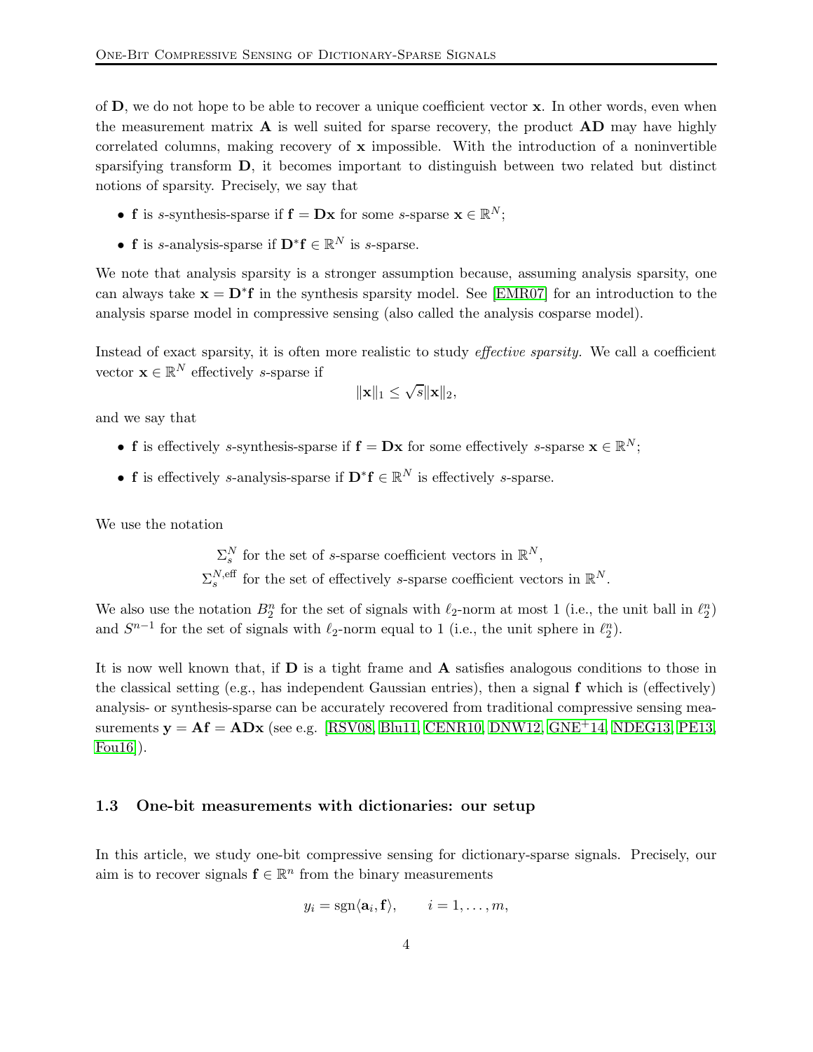of $\mathbf{D}$, we do not hope to be able to recover a unique coefficient vector $\mathbf{x}$. In other words, even when the measurement matrix $\mathbf{A}$ is well suited for sparse recovery, the product $\mathbf{AD}$ may have highly correlated columns, making recovery of $\mathbf{x}$ impossible. With the introduction of a noninvertible sparsifying transform $\mathbf{D}$, it becomes important to distinguish between two related but distinct notions of sparsity. Precisely, we say that

- $\mathbf{f}$ is $s$-synthesis-sparse if $\mathbf{f} = \mathbf{Dx}$ for some $s$-sparse $\mathbf{x} \in \mathbb{R}^N$;
- $\mathbf{f}$ is $s$-analysis-sparse if $\mathbf{D}^*\mathbf{f} \in \mathbb{R}^N$ is $s$-sparse.

We note that analysis sparsity is a stronger assumption because, assuming analysis sparsity, one can always take $\mathbf{x} = \mathbf{D}^*\mathbf{f}$ in the synthesis sparsity model. See [EMR07] for an introduction to the analysis sparse model in compressive sensing (also called the analysis cosparse model).

Instead of exact sparsity, it is often more realistic to study *effective sparsity*. We call a coefficient vector $\mathbf{x} \in \mathbb{R}^N$ effectively $s$-sparse if

$$\|\mathbf{x}\|_1 \leq \sqrt{s}\|\mathbf{x}\|_2,$$

and we say that

- $\mathbf{f}$ is effectively $s$-synthesis-sparse if $\mathbf{f} = \mathbf{Dx}$ for some effectively $s$-sparse $\mathbf{x} \in \mathbb{R}^N$;
- $\mathbf{f}$ is effectively $s$-analysis-sparse if $\mathbf{D}^*\mathbf{f} \in \mathbb{R}^N$ is effectively $s$-sparse.

We use the notation

$$\Sigma_s^N \text{ for the set of } s\text{-sparse coefficient vectors in } \mathbb{R}^N,$$
$$\Sigma_s^{N,\text{eff}} \text{ for the set of effectively } s\text{-sparse coefficient vectors in } \mathbb{R}^N.$$

We also use the notation $B_2^n$ for the set of signals with $\ell_2$-norm at most 1 (i.e., the unit ball in $\ell_2^n$) and $S^{n-1}$ for the set of signals with $\ell_2$-norm equal to 1 (i.e., the unit sphere in $\ell_2^n$).

It is now well known that, if $\mathbf{D}$ is a tight frame and $\mathbf{A}$ satisfies analogous conditions to those in the classical setting (e.g., has independent Gaussian entries), then a signal $\mathbf{f}$ which is (effectively) analysis- or synthesis-sparse can be accurately recovered from traditional compressive sensing measurements $\mathbf{y} = \mathbf{Af} = \mathbf{ADx}$ (see e.g. [RSV08, Blu11, CENR10, DNW12, GNE+14, NDEG13, PE13, Fou16]).

### 1.3 One-bit measurements with dictionaries: our setup

In this article, we study one-bit compressive sensing for dictionary-sparse signals. Precisely, our aim is to recover signals $\mathbf{f} \in \mathbb{R}^n$ from the binary measurements

$$y_i = \operatorname{sgn}\langle \mathbf{a}_i, \mathbf{f} \rangle, \qquad i = 1, \ldots, m,$$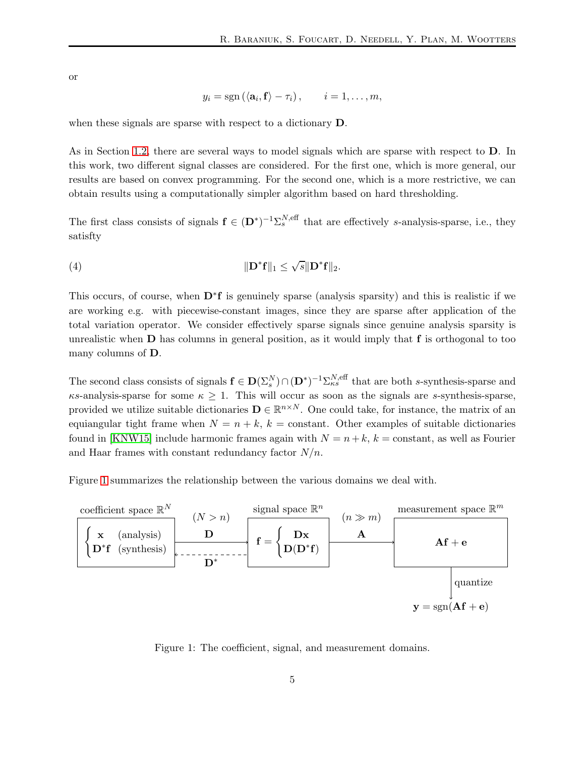or

$$y_i = \operatorname{sgn}\left(\langle \mathbf{a}_i, \mathbf{f} \rangle - \tau_i\right), \qquad i = 1, \ldots, m,$$

when these signals are sparse with respect to a dictionary $\mathbf{D}$.

As in Section 1.2, there are several ways to model signals which are sparse with respect to $\mathbf{D}$. In this work, two different signal classes are considered. For the first one, which is more general, our results are based on convex programming. For the second one, which is a more restrictive, we can obtain results using a computationally simpler algorithm based on hard thresholding.

The first class consists of signals $\mathbf{f} \in (\mathbf{D}^*)^{-1}\Sigma_s^{N,\text{eff}}$ that are effectively $s$-analysis-sparse, i.e., they satisfty

$$\|\mathbf{D}^*\mathbf{f}\|_1 \leq \sqrt{s}\|\mathbf{D}^*\mathbf{f}\|_2. \tag{4}$$

This occurs, of course, when $\mathbf{D}^*\mathbf{f}$ is genuinely sparse (analysis sparsity) and this is realistic if we are working e.g. with piecewise-constant images, since they are sparse after application of the total variation operator. We consider effectively sparse signals since genuine analysis sparsity is unrealistic when $\mathbf{D}$ has columns in general position, as it would imply that $\mathbf{f}$ is orthogonal to too many columns of $\mathbf{D}$.

The second class consists of signals $\mathbf{f} \in \mathbf{D}(\Sigma_s^N) \cap (\mathbf{D}^*)^{-1}\Sigma_{\kappa s}^{N,\text{eff}}$ that are both $s$-synthesis-sparse and $\kappa s$-analysis-sparse for some $\kappa \geq 1$. This will occur as soon as the signals are $s$-synthesis-sparse, provided we utilize suitable dictionaries $\mathbf{D} \in \mathbb{R}^{n \times N}$. One could take, for instance, the matrix of an equiangular tight frame when $N = n + k$, $k =$ constant. Other examples of suitable dictionaries found in [KNW15] include harmonic frames again with $N = n + k$, $k =$ constant, as well as Fourier and Haar frames with constant redundancy factor $N/n$.

Figure 1 summarizes the relationship between the various domains we deal with.

coefficient space $\mathbb{R}^N$: $\begin{cases} \mathbf{x} & \text{(analysis)} \\ \mathbf{D}^*\mathbf{f} & \text{(synthesis)} \end{cases}$ — $(N > n)$, $\mathbf{D}$ → / ← $\mathbf{D}^*$ — signal space $\mathbb{R}^n$: $\mathbf{f} = \begin{cases} \mathbf{D}\mathbf{x} \\ \mathbf{D}(\mathbf{D}^*\mathbf{f}) \end{cases}$ — $(n \gg m)$, $\mathbf{A}$ → — measurement space $\mathbb{R}^m$: $\mathbf{A}\mathbf{f} + \mathbf{e}$ — quantize → $\mathbf{y} = \operatorname{sgn}(\mathbf{A}\mathbf{f} + \mathbf{e})$

Figure 1: The coefficient, signal, and measurement domains.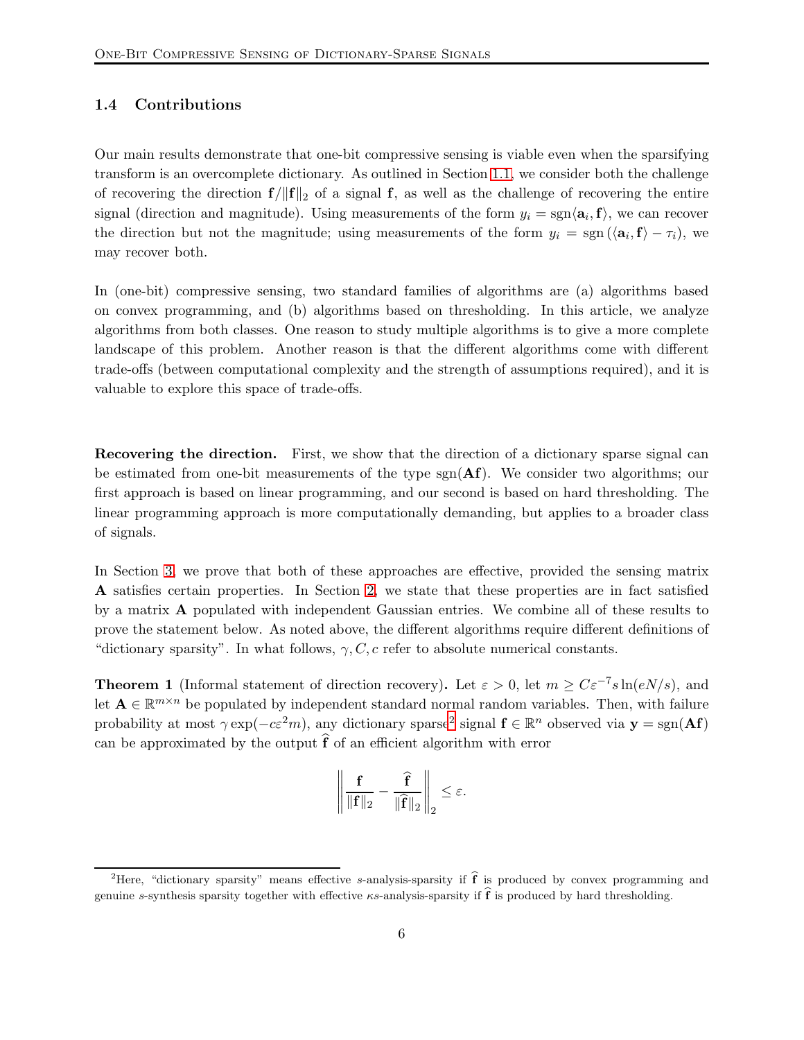### 1.4 Contributions

Our main results demonstrate that one-bit compressive sensing is viable even when the sparsifying transform is an overcomplete dictionary. As outlined in Section 1.1, we consider both the challenge of recovering the direction $\mathbf{f}/\|\mathbf{f}\|_2$ of a signal $\mathbf{f}$, as well as the challenge of recovering the entire signal (direction and magnitude). Using measurements of the form $y_i = \operatorname{sgn}\langle \mathbf{a}_i, \mathbf{f}\rangle$, we can recover the direction but not the magnitude; using measurements of the form $y_i = \operatorname{sgn}(\langle \mathbf{a}_i, \mathbf{f}\rangle - \tau_i)$, we may recover both.

In (one-bit) compressive sensing, two standard families of algorithms are (a) algorithms based on convex programming, and (b) algorithms based on thresholding. In this article, we analyze algorithms from both classes. One reason to study multiple algorithms is to give a more complete landscape of this problem. Another reason is that the different algorithms come with different trade-offs (between computational complexity and the strength of assumptions required), and it is valuable to explore this space of trade-offs.

**Recovering the direction.** First, we show that the direction of a dictionary sparse signal can be estimated from one-bit measurements of the type $\operatorname{sgn}(\mathbf{A}\mathbf{f})$. We consider two algorithms; our first approach is based on linear programming, and our second is based on hard thresholding. The linear programming approach is more computationally demanding, but applies to a broader class of signals.

In Section 3, we prove that both of these approaches are effective, provided the sensing matrix $\mathbf{A}$ satisfies certain properties. In Section 2, we state that these properties are in fact satisfied by a matrix $\mathbf{A}$ populated with independent Gaussian entries. We combine all of these results to prove the statement below. As noted above, the different algorithms require different definitions of "dictionary sparsity". In what follows, $\gamma, C, c$ refer to absolute numerical constants.

**Theorem 1** (Informal statement of direction recovery)**.** Let $\varepsilon > 0$, let $m \geq C\varepsilon^{-7} s \ln(eN/s)$, and let $\mathbf{A} \in \mathbb{R}^{m\times n}$ be populated by independent standard normal random variables. Then, with failure probability at most $\gamma \exp(-c\varepsilon^2 m)$, any dictionary sparse[2] signal $\mathbf{f} \in \mathbb{R}^n$ observed via $\mathbf{y} = \operatorname{sgn}(\mathbf{A}\mathbf{f})$ can be approximated by the output $\widehat{\mathbf{f}}$ of an efficient algorithm with error

$$\left\| \frac{\mathbf{f}}{\|\mathbf{f}\|_2} - \frac{\widehat{\mathbf{f}}}{\|\widehat{\mathbf{f}}\|_2} \right\|_2 \leq \varepsilon.$$

[2] Here, "dictionary sparsity" means effective $s$-analysis-sparsity if $\widehat{\mathbf{f}}$ is produced by convex programming and genuine $s$-synthesis sparsity together with effective $\kappa s$-analysis-sparsity if $\widehat{\mathbf{f}}$ is produced by hard thresholding.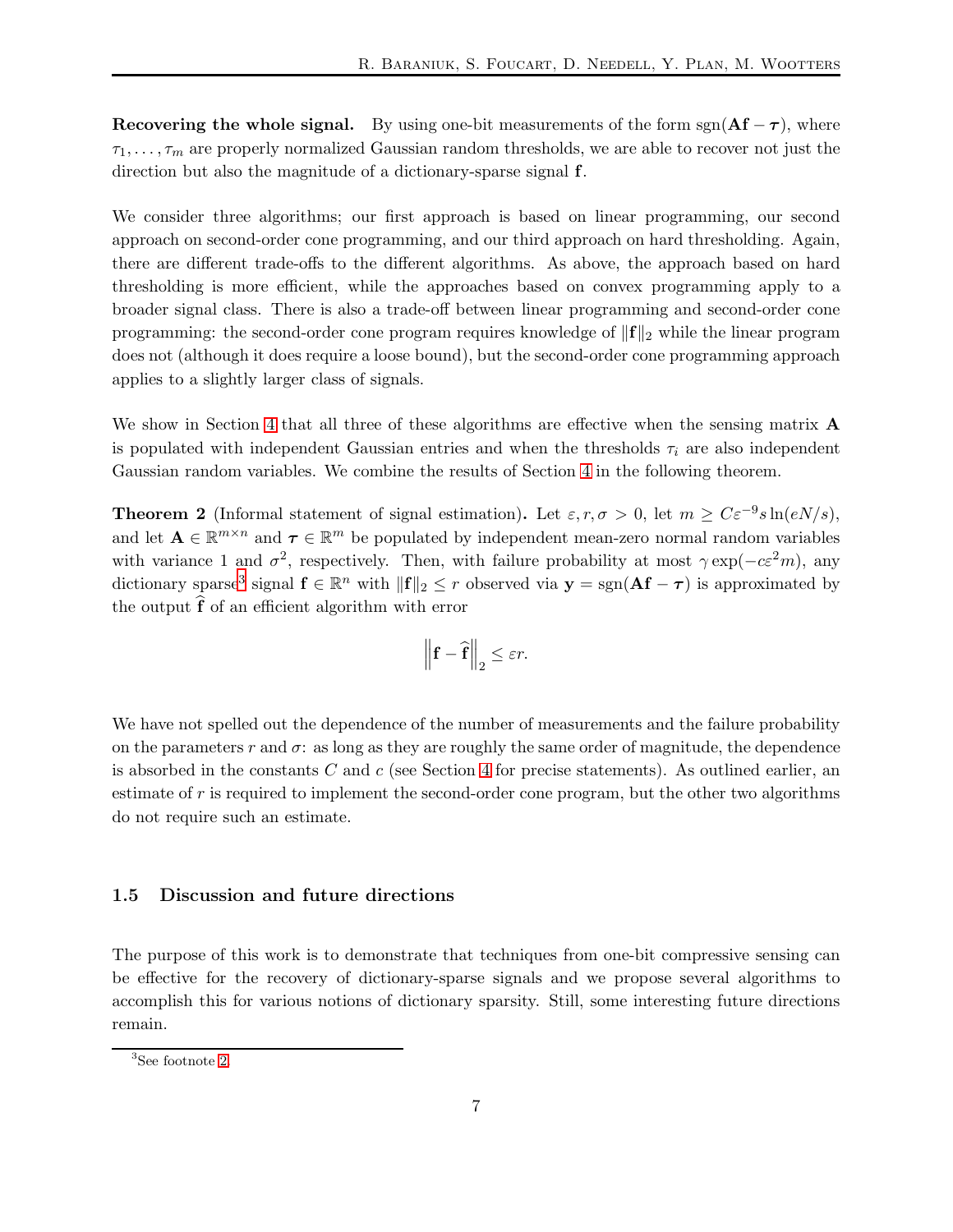**Recovering the whole signal.** By using one-bit measurements of the form $\text{sgn}(\mathbf{A}\mathbf{f} - \boldsymbol{\tau})$, where $\tau_1, \ldots, \tau_m$ are properly normalized Gaussian random thresholds, we are able to recover not just the direction but also the magnitude of a dictionary-sparse signal $\mathbf{f}$.

We consider three algorithms; our first approach is based on linear programming, our second approach on second-order cone programming, and our third approach on hard thresholding. Again, there are different trade-offs to the different algorithms. As above, the approach based on hard thresholding is more efficient, while the approaches based on convex programming apply to a broader signal class. There is also a trade-off between linear programming and second-order cone programming: the second-order cone program requires knowledge of $\|\mathbf{f}\|_2$ while the linear program does not (although it does require a loose bound), but the second-order cone programming approach applies to a slightly larger class of signals.

We show in Section 4 that all three of these algorithms are effective when the sensing matrix $\mathbf{A}$ is populated with independent Gaussian entries and when the thresholds $\tau_i$ are also independent Gaussian random variables. We combine the results of Section 4 in the following theorem.

**Theorem 2** (Informal statement of signal estimation)**.** Let $\varepsilon, r, \sigma > 0$, let $m \geq C\varepsilon^{-9} s \ln(eN/s)$, and let $\mathbf{A} \in \mathbb{R}^{m \times n}$ and $\boldsymbol{\tau} \in \mathbb{R}^m$ be populated by independent mean-zero normal random variables with variance 1 and $\sigma^2$, respectively. Then, with failure probability at most $\gamma \exp(-c\varepsilon^2 m)$, any dictionary sparse[3] signal $\mathbf{f} \in \mathbb{R}^n$ with $\|\mathbf{f}\|_2 \leq r$ observed via $\mathbf{y} = \text{sgn}(\mathbf{A}\mathbf{f} - \boldsymbol{\tau})$ is approximated by the output $\widehat{\mathbf{f}}$ of an efficient algorithm with error

$$\left\| \mathbf{f} - \widehat{\mathbf{f}} \right\|_2 \leq \varepsilon r.$$

We have not spelled out the dependence of the number of measurements and the failure probability on the parameters $r$ and $\sigma$: as long as they are roughly the same order of magnitude, the dependence is absorbed in the constants $C$ and $c$ (see Section 4 for precise statements). As outlined earlier, an estimate of $r$ is required to implement the second-order cone program, but the other two algorithms do not require such an estimate.

### 1.5 Discussion and future directions

The purpose of this work is to demonstrate that techniques from one-bit compressive sensing can be effective for the recovery of dictionary-sparse signals and we propose several algorithms to accomplish this for various notions of dictionary sparsity. Still, some interesting future directions remain.

[3] See footnote 2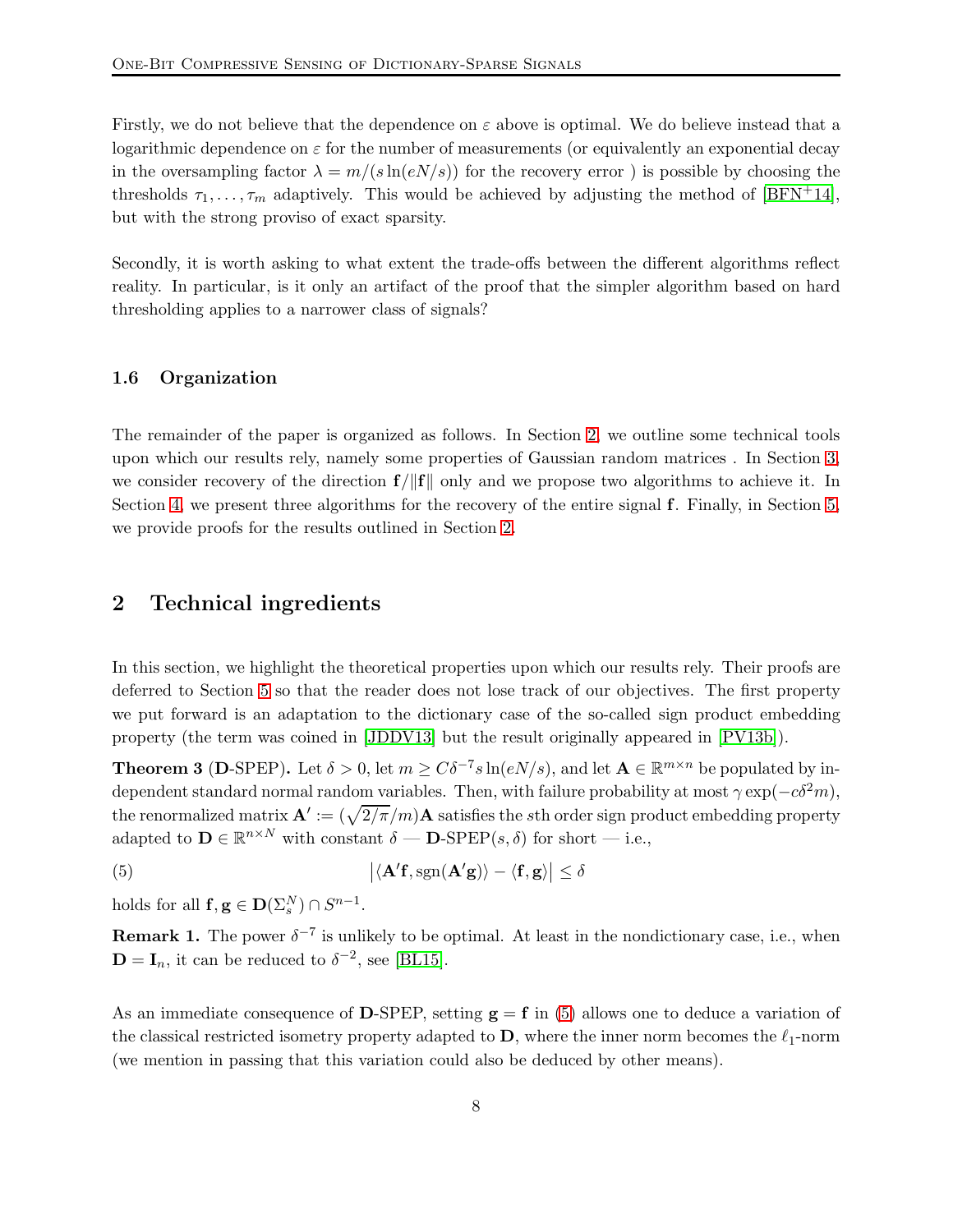Firstly, we do not believe that the dependence on $\varepsilon$ above is optimal. We do believe instead that a logarithmic dependence on $\varepsilon$ for the number of measurements (or equivalently an exponential decay in the oversampling factor $\lambda = m/(s\ln(eN/s))$ for the recovery error ) is possible by choosing the thresholds $\tau_1, \ldots, \tau_m$ adaptively. This would be achieved by adjusting the method of [BFN+14], but with the strong proviso of exact sparsity.

Secondly, it is worth asking to what extent the trade-offs between the different algorithms reflect reality. In particular, is it only an artifact of the proof that the simpler algorithm based on hard thresholding applies to a narrower class of signals?

### 1.6 Organization

The remainder of the paper is organized as follows. In Section 2, we outline some technical tools upon which our results rely, namely some properties of Gaussian random matrices . In Section 3, we consider recovery of the direction $\mathbf{f}/\|\mathbf{f}\|$ only and we propose two algorithms to achieve it. In Section 4, we present three algorithms for the recovery of the entire signal $\mathbf{f}$. Finally, in Section 5, we provide proofs for the results outlined in Section 2.

## 2 Technical ingredients

In this section, we highlight the theoretical properties upon which our results rely. Their proofs are deferred to Section 5 so that the reader does not lose track of our objectives. The first property we put forward is an adaptation to the dictionary case of the so-called sign product embedding property (the term was coined in [JDDV13] but the result originally appeared in [PV13b]).

**Theorem 3** (**D**-SPEP)**.** Let $\delta > 0$, let $m \geq C\delta^{-7} s\ln(eN/s)$, and let $\mathbf{A} \in \mathbb{R}^{m\times n}$ be populated by independent standard normal random variables. Then, with failure probability at most $\gamma \exp(-c\delta^2 m)$, the renormalized matrix $\mathbf{A}' := (\sqrt{2/\pi}/m)\mathbf{A}$ satisfies the $s$th order sign product embedding property adapted to $\mathbf{D} \in \mathbb{R}^{n\times N}$ with constant $\delta$ — $\mathbf{D}$-SPEP$(s, \delta)$ for short — i.e.,

$$|\langle \mathbf{A}'\mathbf{f}, \operatorname{sgn}(\mathbf{A}'\mathbf{g})\rangle - \langle \mathbf{f}, \mathbf{g}\rangle| \leq \delta \tag{5}$$

holds for all $\mathbf{f}, \mathbf{g} \in \mathbf{D}(\Sigma_s^N) \cap S^{n-1}$.

**Remark 1.** The power $\delta^{-7}$ is unlikely to be optimal. At least in the nondictionary case, i.e., when $\mathbf{D} = \mathbf{I}_n$, it can be reduced to $\delta^{-2}$, see [BL15].

As an immediate consequence of **D**-SPEP, setting $\mathbf{g} = \mathbf{f}$ in (5) allows one to deduce a variation of the classical restricted isometry property adapted to $\mathbf{D}$, where the inner norm becomes the $\ell_1$-norm (we mention in passing that this variation could also be deduced by other means).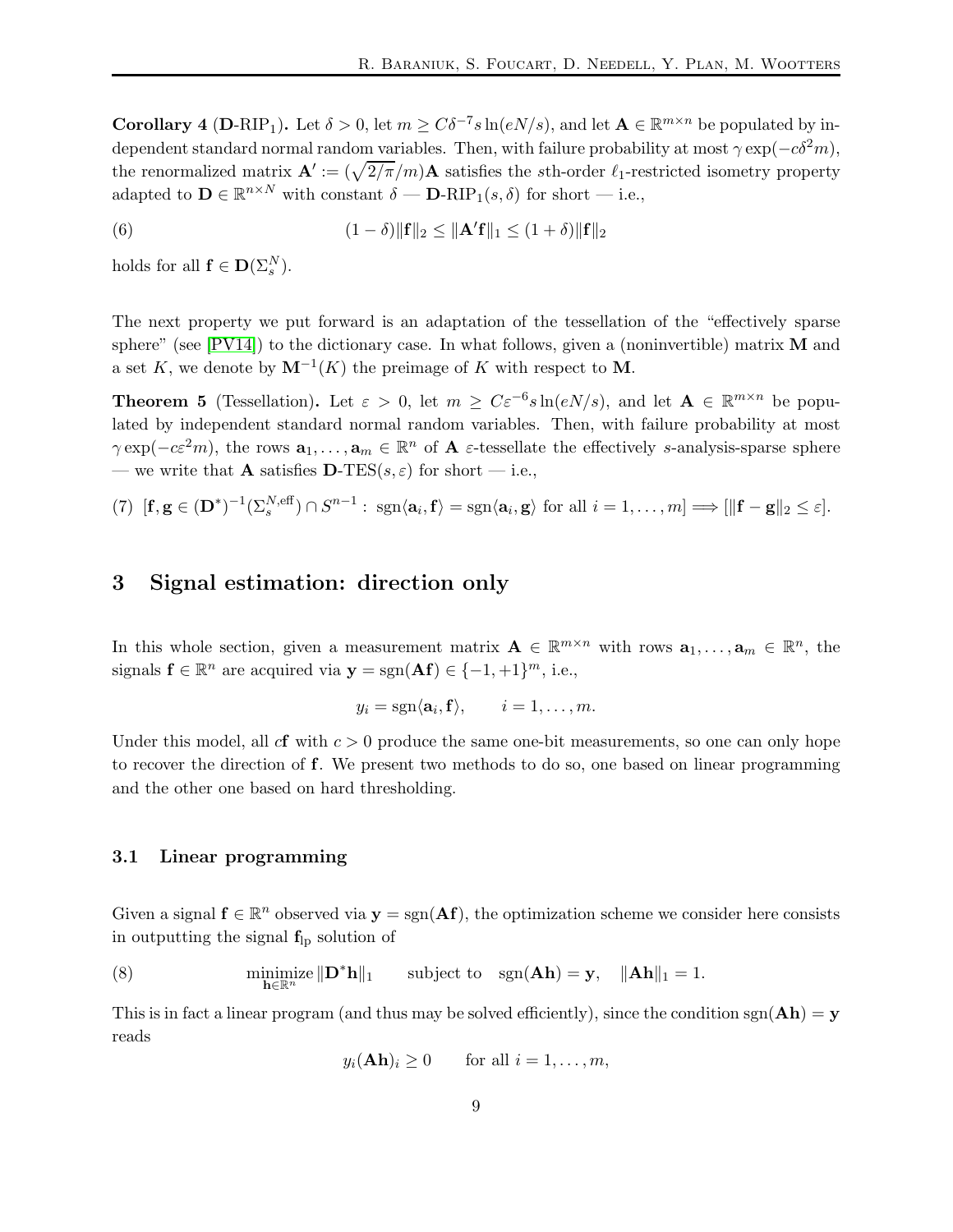**Corollary 4** ($\mathbf{D}$-RIP$_1$)**.** Let $\delta > 0$, let $m \geq C\delta^{-7} s \ln(eN/s)$, and let $\mathbf{A} \in \mathbb{R}^{m \times n}$ be populated by independent standard normal random variables. Then, with failure probability at most $\gamma \exp(-c\delta^2 m)$, the renormalized matrix $\mathbf{A}' := (\sqrt{2/\pi}/m)\mathbf{A}$ satisfies the $s$th-order $\ell_1$-restricted isometry property adapted to $\mathbf{D} \in \mathbb{R}^{n \times N}$ with constant $\delta$ — $\mathbf{D}$-RIP$_1(s, \delta)$ for short — i.e.,

$$(1 - \delta)\|\mathbf{f}\|_2 \leq \|\mathbf{A}'\mathbf{f}\|_1 \leq (1 + \delta)\|\mathbf{f}\|_2 \tag{6}$$

holds for all $\mathbf{f} \in \mathbf{D}(\Sigma_s^N)$.

The next property we put forward is an adaptation of the tessellation of the "effectively sparse sphere" (see [PV14]) to the dictionary case. In what follows, given a (noninvertible) matrix $\mathbf{M}$ and a set $K$, we denote by $\mathbf{M}^{-1}(K)$ the preimage of $K$ with respect to $\mathbf{M}$.

**Theorem 5** (Tessellation)**.** Let $\varepsilon > 0$, let $m \geq C\varepsilon^{-6} s \ln(eN/s)$, and let $\mathbf{A} \in \mathbb{R}^{m \times n}$ be populated by independent standard normal random variables. Then, with failure probability at most $\gamma \exp(-c\varepsilon^2 m)$, the rows $\mathbf{a}_1, \ldots, \mathbf{a}_m \in \mathbb{R}^n$ of $\mathbf{A}$ $\varepsilon$-tessellate the effectively $s$-analysis-sparse sphere — we write that $\mathbf{A}$ satisfies $\mathbf{D}$-TES$(s, \varepsilon)$ for short — i.e.,

$$[\mathbf{f}, \mathbf{g} \in (\mathbf{D}^*)^{-1}(\Sigma_s^{N,\text{eff}}) \cap S^{n-1} : \ \text{sgn}\langle \mathbf{a}_i, \mathbf{f} \rangle = \text{sgn}\langle \mathbf{a}_i, \mathbf{g} \rangle \text{ for all } i = 1, \ldots, m] \Longrightarrow [\|\mathbf{f} - \mathbf{g}\|_2 \leq \varepsilon]. \tag{7}$$

## 3 Signal estimation: direction only

In this whole section, given a measurement matrix $\mathbf{A} \in \mathbb{R}^{m \times n}$ with rows $\mathbf{a}_1, \ldots, \mathbf{a}_m \in \mathbb{R}^n$, the signals $\mathbf{f} \in \mathbb{R}^n$ are acquired via $\mathbf{y} = \text{sgn}(\mathbf{A}\mathbf{f}) \in \{-1, +1\}^m$, i.e.,

$$y_i = \text{sgn}\langle \mathbf{a}_i, \mathbf{f} \rangle, \qquad i = 1, \ldots, m.$$

Under this model, all $c\mathbf{f}$ with $c > 0$ produce the same one-bit measurements, so one can only hope to recover the direction of $\mathbf{f}$. We present two methods to do so, one based on linear programming and the other one based on hard thresholding.

### 3.1 Linear programming

Given a signal $\mathbf{f} \in \mathbb{R}^n$ observed via $\mathbf{y} = \text{sgn}(\mathbf{A}\mathbf{f})$, the optimization scheme we consider here consists in outputting the signal $\mathbf{f}_{\text{lp}}$ solution of

$$\underset{\mathbf{h} \in \mathbb{R}^n}{\text{minimize}} \, \|\mathbf{D}^*\mathbf{h}\|_1 \qquad \text{subject to} \quad \text{sgn}(\mathbf{A}\mathbf{h}) = \mathbf{y}, \quad \|\mathbf{A}\mathbf{h}\|_1 = 1. \tag{8}$$

This is in fact a linear program (and thus may be solved efficiently), since the condition $\text{sgn}(\mathbf{A}\mathbf{h}) = \mathbf{y}$ reads

$$y_i(\mathbf{A}\mathbf{h})_i \geq 0 \qquad \text{for all } i = 1, \ldots, m,$$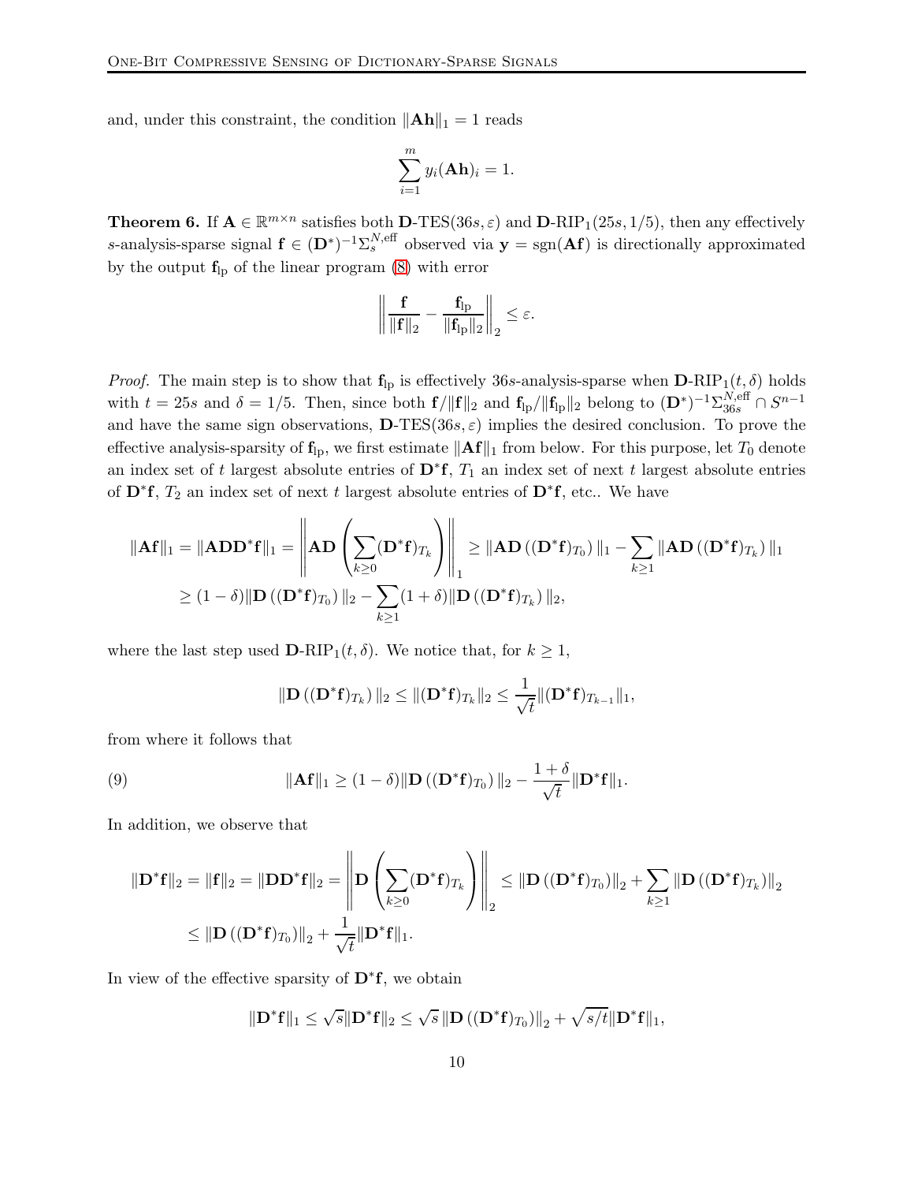and, under this constraint, the condition $\|\mathbf{Ah}\|_1 = 1$ reads

$$\sum_{i=1}^{m} y_i(\mathbf{Ah})_i = 1.$$

**Theorem 6.** If $\mathbf{A} \in \mathbb{R}^{m \times n}$ satisfies both $\mathbf{D}$-TES$(36s, \varepsilon)$ and $\mathbf{D}$-RIP$_1(25s, 1/5)$, then any effectively $s$-analysis-sparse signal $\mathbf{f} \in (\mathbf{D}^*)^{-1}\Sigma_s^{N,\text{eff}}$ observed via $\mathbf{y} = \text{sgn}(\mathbf{Af})$ is directionally approximated by the output $\mathbf{f}_{\text{lp}}$ of the linear program (8) with error

$$\left\| \frac{\mathbf{f}}{\|\mathbf{f}\|_2} - \frac{\mathbf{f}_{\text{lp}}}{\|\mathbf{f}_{\text{lp}}\|_2} \right\|_2 \leq \varepsilon.$$

*Proof.* The main step is to show that $\mathbf{f}_{\text{lp}}$ is effectively $36s$-analysis-sparse when $\mathbf{D}$-RIP$_1(t, \delta)$ holds with $t = 25s$ and $\delta = 1/5$. Then, since both $\mathbf{f}/\|\mathbf{f}\|_2$ and $\mathbf{f}_{\text{lp}}/\|\mathbf{f}_{\text{lp}}\|_2$ belong to $(\mathbf{D}^*)^{-1}\Sigma_{36s}^{N,\text{eff}} \cap S^{n-1}$ and have the same sign observations, $\mathbf{D}$-TES$(36s, \varepsilon)$ implies the desired conclusion. To prove the effective analysis-sparsity of $\mathbf{f}_{\text{lp}}$, we first estimate $\|\mathbf{Af}\|_1$ from below. For this purpose, let $T_0$ denote an index set of $t$ largest absolute entries of $\mathbf{D}^*\mathbf{f}$, $T_1$ an index set of next $t$ largest absolute entries of $\mathbf{D}^*\mathbf{f}$, $T_2$ an index set of next $t$ largest absolute entries of $\mathbf{D}^*\mathbf{f}$, etc.. We have

$$\begin{aligned}
\|\mathbf{Af}\|_1 = \|\mathbf{ADD}^*\mathbf{f}\|_1 &= \left\| \mathbf{AD}\left(\sum_{k \geq 0} (\mathbf{D}^*\mathbf{f})_{T_k}\right) \right\|_1 \geq \|\mathbf{AD}\left((\mathbf{D}^*\mathbf{f})_{T_0}\right)\|_1 - \sum_{k \geq 1} \|\mathbf{AD}\left((\mathbf{D}^*\mathbf{f})_{T_k}\right)\|_1 \\
&\geq (1-\delta)\|\mathbf{D}\left((\mathbf{D}^*\mathbf{f})_{T_0}\right)\|_2 - \sum_{k \geq 1} (1+\delta)\|\mathbf{D}\left((\mathbf{D}^*\mathbf{f})_{T_k}\right)\|_2,
\end{aligned}$$

where the last step used $\mathbf{D}$-RIP$_1(t, \delta)$. We notice that, for $k \geq 1$,

$$\|\mathbf{D}\left((\mathbf{D}^*\mathbf{f})_{T_k}\right)\|_2 \leq \|(\mathbf{D}^*\mathbf{f})_{T_k}\|_2 \leq \frac{1}{\sqrt{t}}\|(\mathbf{D}^*\mathbf{f})_{T_{k-1}}\|_1,$$

from where it follows that

$$\|\mathbf{Af}\|_1 \geq (1-\delta)\|\mathbf{D}\left((\mathbf{D}^*\mathbf{f})_{T_0}\right)\|_2 - \frac{1+\delta}{\sqrt{t}}\|\mathbf{D}^*\mathbf{f}\|_1. \tag{9}$$

In addition, we observe that

$$\begin{aligned}
\|\mathbf{D}^*\mathbf{f}\|_2 = \|\mathbf{f}\|_2 = \|\mathbf{DD}^*\mathbf{f}\|_2 &= \left\| \mathbf{D}\left(\sum_{k \geq 0} (\mathbf{D}^*\mathbf{f})_{T_k}\right) \right\|_2 \leq \|\mathbf{D}\left((\mathbf{D}^*\mathbf{f})_{T_0}\right)\|_2 + \sum_{k \geq 1} \|\mathbf{D}\left((\mathbf{D}^*\mathbf{f})_{T_k}\right)\|_2 \\
&\leq \|\mathbf{D}\left((\mathbf{D}^*\mathbf{f})_{T_0}\right)\|_2 + \frac{1}{\sqrt{t}}\|\mathbf{D}^*\mathbf{f}\|_1.
\end{aligned}$$

In view of the effective sparsity of $\mathbf{D}^*\mathbf{f}$, we obtain

$$\|\mathbf{D}^*\mathbf{f}\|_1 \leq \sqrt{s}\|\mathbf{D}^*\mathbf{f}\|_2 \leq \sqrt{s}\,\|\mathbf{D}\left((\mathbf{D}^*\mathbf{f})_{T_0}\right)\|_2 + \sqrt{s/t}\|\mathbf{D}^*\mathbf{f}\|_1,$$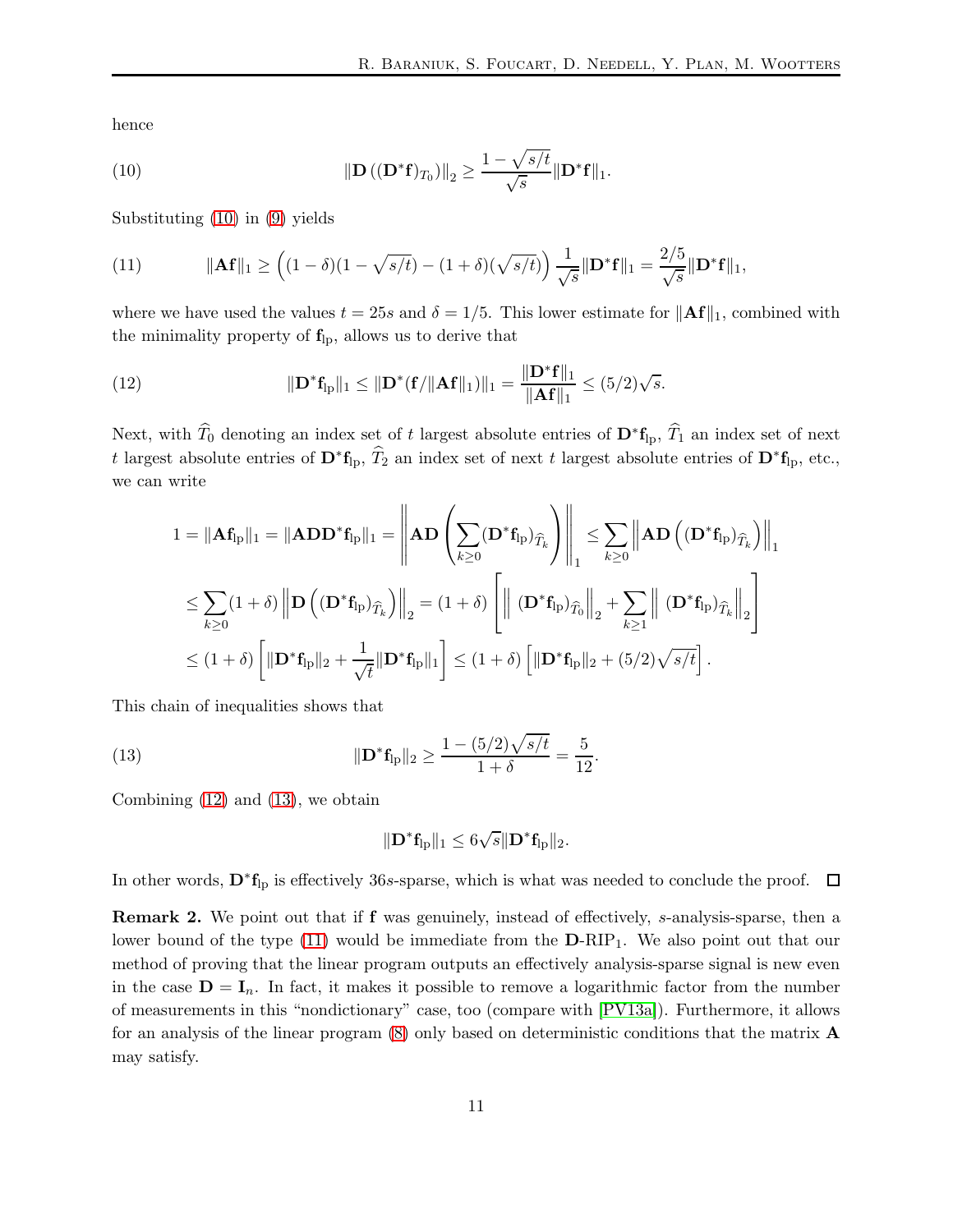hence

$$\|\mathbf{D}\left((\mathbf{D}^*\mathbf{f})_{T_0}\right)\|_2 \geq \frac{1-\sqrt{s/t}}{\sqrt{s}}\|\mathbf{D}^*\mathbf{f}\|_1. \tag{10}$$

Substituting (10) in (9) yields

$$\|\mathbf{A}\mathbf{f}\|_1 \geq \Big((1-\delta)(1-\sqrt{s/t}) - (1+\delta)(\sqrt{s/t})\Big)\frac{1}{\sqrt{s}}\|\mathbf{D}^*\mathbf{f}\|_1 = \frac{2/5}{\sqrt{s}}\|\mathbf{D}^*\mathbf{f}\|_1, \tag{11}$$

where we have used the values $t = 25s$ and $\delta = 1/5$. This lower estimate for $\|\mathbf{A}\mathbf{f}\|_1$, combined with the minimality property of $\mathbf{f}_{\rm lp}$, allows us to derive that

$$\|\mathbf{D}^*\mathbf{f}_{\rm lp}\|_1 \leq \|\mathbf{D}^*(\mathbf{f}/\|\mathbf{A}\mathbf{f}\|_1)\|_1 = \frac{\|\mathbf{D}^*\mathbf{f}\|_1}{\|\mathbf{A}\mathbf{f}\|_1} \leq (5/2)\sqrt{s}. \tag{12}$$

Next, with $\widehat{T}_0$ denoting an index set of $t$ largest absolute entries of $\mathbf{D}^*\mathbf{f}_{\rm lp}$, $\widehat{T}_1$ an index set of next $t$ largest absolute entries of $\mathbf{D}^*\mathbf{f}_{\rm lp}$, $\widehat{T}_2$ an index set of next $t$ largest absolute entries of $\mathbf{D}^*\mathbf{f}_{\rm lp}$, etc., we can write

$$\begin{aligned}
1 = \|\mathbf{A}\mathbf{f}_{\rm lp}\|_1 = \|\mathbf{A}\mathbf{D}\mathbf{D}^*\mathbf{f}_{\rm lp}\|_1 &= \left\|\mathbf{A}\mathbf{D}\left(\sum_{k\geq 0}(\mathbf{D}^*\mathbf{f}_{\rm lp})_{\widehat{T}_k}\right)\right\|_1 \leq \sum_{k\geq 0}\left\|\mathbf{A}\mathbf{D}\left((\mathbf{D}^*\mathbf{f}_{\rm lp})_{\widehat{T}_k}\right)\right\|_1 \\
&\leq \sum_{k\geq 0}(1+\delta)\left\|\mathbf{D}\left((\mathbf{D}^*\mathbf{f}_{\rm lp})_{\widehat{T}_k}\right)\right\|_2 = (1+\delta)\left[\left\|(\mathbf{D}^*\mathbf{f}_{\rm lp})_{\widehat{T}_0}\right\|_2 + \sum_{k\geq 1}\left\|(\mathbf{D}^*\mathbf{f}_{\rm lp})_{\widehat{T}_k}\right\|_2\right] \\
&\leq (1+\delta)\left[\|\mathbf{D}^*\mathbf{f}_{\rm lp}\|_2 + \frac{1}{\sqrt{t}}\|\mathbf{D}^*\mathbf{f}_{\rm lp}\|_1\right] \leq (1+\delta)\left[\|\mathbf{D}^*\mathbf{f}_{\rm lp}\|_2 + (5/2)\sqrt{s/t}\right].
\end{aligned}$$

This chain of inequalities shows that

$$\|\mathbf{D}^*\mathbf{f}_{\rm lp}\|_2 \geq \frac{1-(5/2)\sqrt{s/t}}{1+\delta} = \frac{5}{12}. \tag{13}$$

Combining (12) and (13), we obtain

$$\|\mathbf{D}^*\mathbf{f}_{\rm lp}\|_1 \leq 6\sqrt{s}\|\mathbf{D}^*\mathbf{f}_{\rm lp}\|_2.$$

In other words, $\mathbf{D}^*\mathbf{f}_{\rm lp}$ is effectively $36s$-sparse, which is what was needed to conclude the proof. □

**Remark 2.** We point out that if $\mathbf{f}$ was genuinely, instead of effectively, $s$-analysis-sparse, then a lower bound of the type (11) would be immediate from the $\mathbf{D}$-RIP$_1$. We also point out that our method of proving that the linear program outputs an effectively analysis-sparse signal is new even in the case $\mathbf{D} = \mathbf{I}_n$. In fact, it makes it possible to remove a logarithmic factor from the number of measurements in this "nondictionary" case, too (compare with [PV13a]). Furthermore, it allows for an analysis of the linear program (8) only based on deterministic conditions that the matrix $\mathbf{A}$ may satisfy.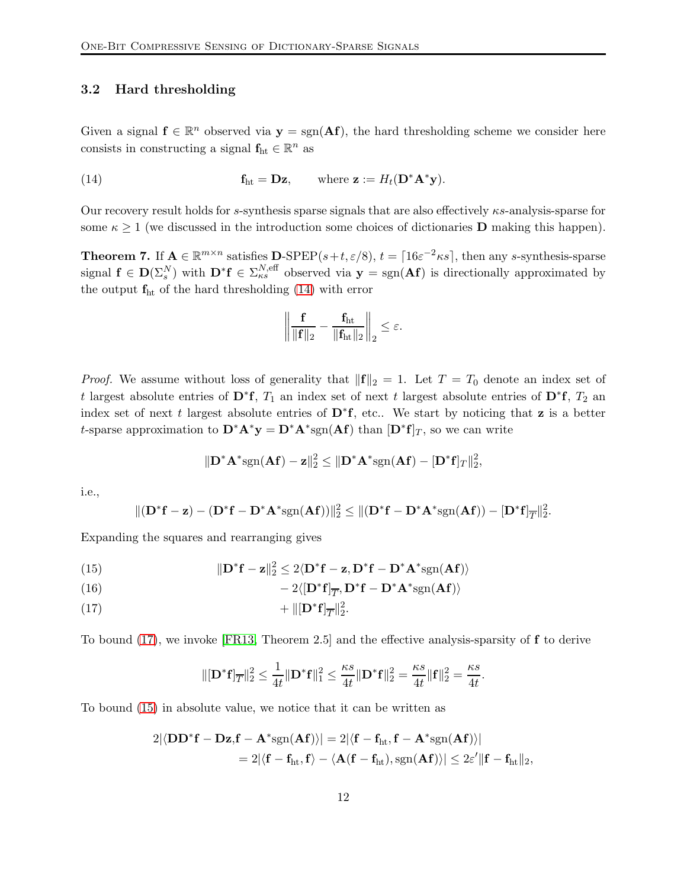### 3.2 Hard thresholding

Given a signal $\mathbf{f} \in \mathbb{R}^n$ observed via $\mathbf{y} = \mathrm{sgn}(\mathbf{A}\mathbf{f})$, the hard thresholding scheme we consider here consists in constructing a signal $\mathbf{f}_{\mathrm{ht}} \in \mathbb{R}^n$ as

$$\mathbf{f}_{\mathrm{ht}} = \mathbf{D}\mathbf{z}, \qquad \text{where } \mathbf{z} := H_t(\mathbf{D}^*\mathbf{A}^*\mathbf{y}). \tag{14}$$

Our recovery result holds for $s$-synthesis sparse signals that are also effectively $\kappa s$-analysis-sparse for some $\kappa \geq 1$ (we discussed in the introduction some choices of dictionaries $\mathbf{D}$ making this happen).

**Theorem 7.** If $\mathbf{A} \in \mathbb{R}^{m \times n}$ satisfies $\mathbf{D}$-SPEP$(s+t, \varepsilon/8)$, $t = \lceil 16\varepsilon^{-2}\kappa s \rceil$, then any $s$-synthesis-sparse signal $\mathbf{f} \in \mathbf{D}(\Sigma_s^N)$ with $\mathbf{D}^*\mathbf{f} \in \Sigma_{\kappa s}^{N,\mathrm{eff}}$ observed via $\mathbf{y} = \mathrm{sgn}(\mathbf{A}\mathbf{f})$ is directionally approximated by the output $\mathbf{f}_{\mathrm{ht}}$ of the hard thresholding (14) with error

$$\left\| \frac{\mathbf{f}}{\|\mathbf{f}\|_2} - \frac{\mathbf{f}_{\mathrm{ht}}}{\|\mathbf{f}_{\mathrm{ht}}\|_2} \right\|_2 \leq \varepsilon.$$

*Proof.* We assume without loss of generality that $\|\mathbf{f}\|_2 = 1$. Let $T = T_0$ denote an index set of $t$ largest absolute entries of $\mathbf{D}^*\mathbf{f}$, $T_1$ an index set of next $t$ largest absolute entries of $\mathbf{D}^*\mathbf{f}$, $T_2$ an index set of next $t$ largest absolute entries of $\mathbf{D}^*\mathbf{f}$, etc.. We start by noticing that $\mathbf{z}$ is a better $t$-sparse approximation to $\mathbf{D}^*\mathbf{A}^*\mathbf{y} = \mathbf{D}^*\mathbf{A}^*\mathrm{sgn}(\mathbf{A}\mathbf{f})$ than $[\mathbf{D}^*\mathbf{f}]_T$, so we can write

$$\|\mathbf{D}^*\mathbf{A}^*\mathrm{sgn}(\mathbf{A}\mathbf{f}) - \mathbf{z}\|_2^2 \leq \|\mathbf{D}^*\mathbf{A}^*\mathrm{sgn}(\mathbf{A}\mathbf{f}) - [\mathbf{D}^*\mathbf{f}]_T\|_2^2,$$

i.e.,

$$\|(\mathbf{D}^*\mathbf{f} - \mathbf{z}) - (\mathbf{D}^*\mathbf{f} - \mathbf{D}^*\mathbf{A}^*\mathrm{sgn}(\mathbf{A}\mathbf{f}))\|_2^2 \leq \|(\mathbf{D}^*\mathbf{f} - \mathbf{D}^*\mathbf{A}^*\mathrm{sgn}(\mathbf{A}\mathbf{f})) - [\mathbf{D}^*\mathbf{f}]_{\overline{T}}\|_2^2.$$

Expanding the squares and rearranging gives

$$\|\mathbf{D}^*\mathbf{f} - \mathbf{z}\|_2^2 \leq 2\langle \mathbf{D}^*\mathbf{f} - \mathbf{z}, \mathbf{D}^*\mathbf{f} - \mathbf{D}^*\mathbf{A}^*\mathrm{sgn}(\mathbf{A}\mathbf{f}) \rangle \tag{15}$$

$$- 2\langle [\mathbf{D}^*\mathbf{f}]_{\overline{T}}, \mathbf{D}^*\mathbf{f} - \mathbf{D}^*\mathbf{A}^*\mathrm{sgn}(\mathbf{A}\mathbf{f}) \rangle \tag{16}$$

$$+ \|[\mathbf{D}^*\mathbf{f}]_{\overline{T}}\|_2^2. \tag{17}$$

To bound (17), we invoke [FR13, Theorem 2.5] and the effective analysis-sparsity of $\mathbf{f}$ to derive

$$\|[\mathbf{D}^*\mathbf{f}]_{\overline{T}}\|_2^2 \leq \frac{1}{4t}\|\mathbf{D}^*\mathbf{f}\|_1^2 \leq \frac{\kappa s}{4t}\|\mathbf{D}^*\mathbf{f}\|_2^2 = \frac{\kappa s}{4t}\|\mathbf{f}\|_2^2 = \frac{\kappa s}{4t}.$$

To bound (15) in absolute value, we notice that it can be written as

$$\begin{aligned}
2|\langle \mathbf{D}\mathbf{D}^*\mathbf{f} - \mathbf{D}\mathbf{z}, \mathbf{f} - \mathbf{A}^*\mathrm{sgn}(\mathbf{A}\mathbf{f}) \rangle| &= 2|\langle \mathbf{f} - \mathbf{f}_{\mathrm{ht}}, \mathbf{f} - \mathbf{A}^*\mathrm{sgn}(\mathbf{A}\mathbf{f}) \rangle| \\
&= 2|\langle \mathbf{f} - \mathbf{f}_{\mathrm{ht}}, \mathbf{f} \rangle - \langle \mathbf{A}(\mathbf{f} - \mathbf{f}_{\mathrm{ht}}), \mathrm{sgn}(\mathbf{A}\mathbf{f}) \rangle| \leq 2\varepsilon'\|\mathbf{f} - \mathbf{f}_{\mathrm{ht}}\|_2,
\end{aligned}$$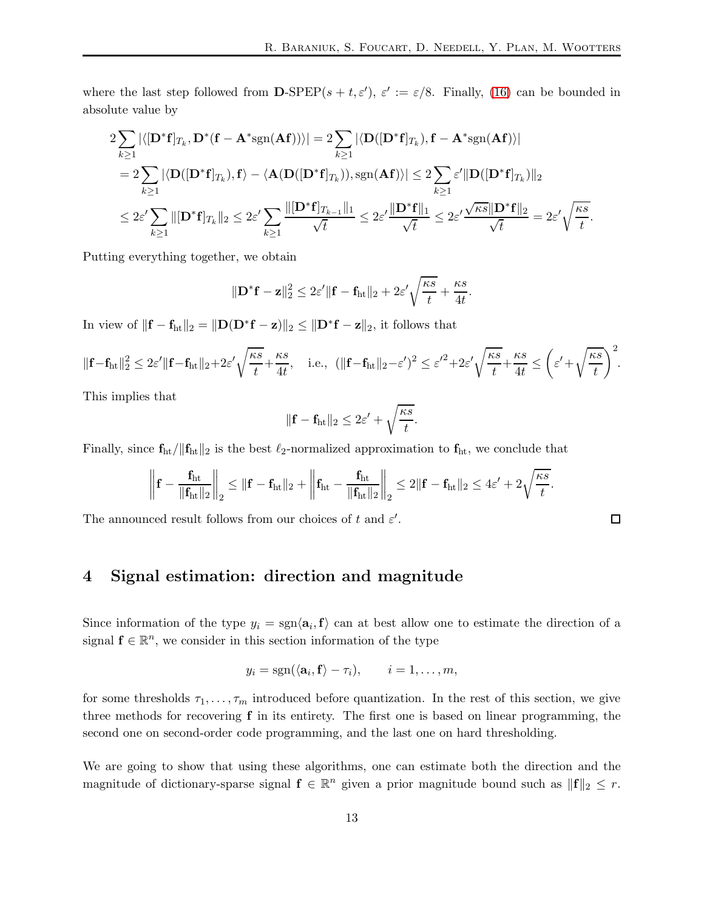where the last step followed from $\mathbf{D}$-SPEP$(s+t,\varepsilon')$, $\varepsilon' := \varepsilon/8$. Finally, (16) can be bounded in absolute value by

$$
\begin{aligned}
2\sum_{k\geq 1} |\langle [\mathbf{D}^*\mathbf{f}]_{T_k}, \mathbf{D}^*(\mathbf{f} - \mathbf{A}^*\mathrm{sgn}(\mathbf{A}\mathbf{f}))\rangle| &= 2\sum_{k\geq 1} |\langle \mathbf{D}([\mathbf{D}^*\mathbf{f}]_{T_k}), \mathbf{f} - \mathbf{A}^*\mathrm{sgn}(\mathbf{A}\mathbf{f})\rangle| \\
&= 2\sum_{k\geq 1} |\langle \mathbf{D}([\mathbf{D}^*\mathbf{f}]_{T_k}), \mathbf{f}\rangle - \langle \mathbf{A}(\mathbf{D}([\mathbf{D}^*\mathbf{f}]_{T_k})), \mathrm{sgn}(\mathbf{A}\mathbf{f})\rangle| \leq 2\sum_{k\geq 1} \varepsilon' \|\mathbf{D}([\mathbf{D}^*\mathbf{f}]_{T_k})\|_2 \\
&\leq 2\varepsilon' \sum_{k\geq 1} \|[\mathbf{D}^*\mathbf{f}]_{T_k}\|_2 \leq 2\varepsilon' \sum_{k\geq 1} \frac{\|[\mathbf{D}^*\mathbf{f}]_{T_{k-1}}\|_1}{\sqrt{t}} \leq 2\varepsilon' \frac{\|\mathbf{D}^*\mathbf{f}\|_1}{\sqrt{t}} \leq 2\varepsilon' \frac{\sqrt{\kappa s}\|\mathbf{D}^*\mathbf{f}\|_2}{\sqrt{t}} = 2\varepsilon' \sqrt{\frac{\kappa s}{t}}.
\end{aligned}
$$

Putting everything together, we obtain

$$
\|\mathbf{D}^*\mathbf{f} - \mathbf{z}\|_2^2 \leq 2\varepsilon' \|\mathbf{f} - \mathbf{f}_{\mathrm{ht}}\|_2 + 2\varepsilon' \sqrt{\frac{\kappa s}{t}} + \frac{\kappa s}{4t}.
$$

In view of $\|\mathbf{f} - \mathbf{f}_{\mathrm{ht}}\|_2 = \|\mathbf{D}(\mathbf{D}^*\mathbf{f} - \mathbf{z})\|_2 \leq \|\mathbf{D}^*\mathbf{f} - \mathbf{z}\|_2$, it follows that

$$
\|\mathbf{f} - \mathbf{f}_{\mathrm{ht}}\|_2^2 \leq 2\varepsilon' \|\mathbf{f} - \mathbf{f}_{\mathrm{ht}}\|_2 + 2\varepsilon' \sqrt{\frac{\kappa s}{t}} + \frac{\kappa s}{4t}, \quad \text{i.e.,} \quad (\|\mathbf{f} - \mathbf{f}_{\mathrm{ht}}\|_2 - \varepsilon')^2 \leq \varepsilon'^2 + 2\varepsilon' \sqrt{\frac{\kappa s}{t}} + \frac{\kappa s}{4t} \leq \left(\varepsilon' + \sqrt{\frac{\kappa s}{t}}\right)^2.
$$

This implies that

$$
\|\mathbf{f} - \mathbf{f}_{\mathrm{ht}}\|_2 \leq 2\varepsilon' + \sqrt{\frac{\kappa s}{t}}.
$$

Finally, since $\mathbf{f}_{\mathrm{ht}}/\|\mathbf{f}_{\mathrm{ht}}\|_2$ is the best $\ell_2$-normalized approximation to $\mathbf{f}_{\mathrm{ht}}$, we conclude that

$$
\left\| \mathbf{f} - \frac{\mathbf{f}_{\mathrm{ht}}}{\|\mathbf{f}_{\mathrm{ht}}\|_2} \right\|_2 \leq \|\mathbf{f} - \mathbf{f}_{\mathrm{ht}}\|_2 + \left\| \mathbf{f}_{\mathrm{ht}} - \frac{\mathbf{f}_{\mathrm{ht}}}{\|\mathbf{f}_{\mathrm{ht}}\|_2} \right\|_2 \leq 2\|\mathbf{f} - \mathbf{f}_{\mathrm{ht}}\|_2 \leq 4\varepsilon' + 2\sqrt{\frac{\kappa s}{t}}.
$$

The announced result follows from our choices of $t$ and $\varepsilon'$. ◻

# 4 Signal estimation: direction and magnitude

Since information of the type $y_i = \mathrm{sgn}\langle \mathbf{a}_i, \mathbf{f}\rangle$ can at best allow one to estimate the direction of a signal $\mathbf{f} \in \mathbb{R}^n$, we consider in this section information of the type

$$
y_i = \mathrm{sgn}(\langle \mathbf{a}_i, \mathbf{f}\rangle - \tau_i), \qquad i = 1, \ldots, m,
$$

for some thresholds $\tau_1, \ldots, \tau_m$ introduced before quantization. In the rest of this section, we give three methods for recovering $\mathbf{f}$ in its entirety. The first one is based on linear programming, the second one on second-order code programming, and the last one on hard thresholding.

We are going to show that using these algorithms, one can estimate both the direction and the magnitude of dictionary-sparse signal $\mathbf{f} \in \mathbb{R}^n$ given a prior magnitude bound such as $\|\mathbf{f}\|_2 \leq r$.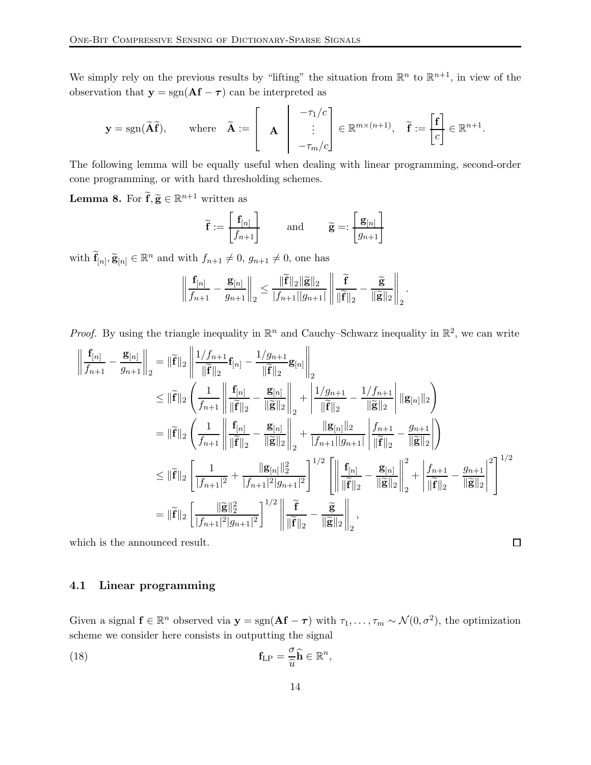We simply rely on the previous results by "lifting" the situation from $\mathbb{R}^n$ to $\mathbb{R}^{n+1}$, in view of the observation that $\mathbf{y} = \mathrm{sgn}(\mathbf{A}\mathbf{f} - \boldsymbol{\tau})$ can be interpreted as

$$
\mathbf{y} = \mathrm{sgn}(\widetilde{\mathbf{A}}\widetilde{\mathbf{f}}), \qquad \text{where} \quad \widetilde{\mathbf{A}} := \left[ \begin{array}{c|c} \mathbf{A} & \begin{matrix} -\tau_1/c \\ \vdots \\ -\tau_m/c \end{matrix} \end{array} \right] \in \mathbb{R}^{m \times (n+1)}, \quad \widetilde{\mathbf{f}} := \begin{bmatrix} \mathbf{f} \\ \hline c \end{bmatrix} \in \mathbb{R}^{n+1}.
$$

The following lemma will be equally useful when dealing with linear programming, second-order cone programming, or with hard thresholding schemes.

**Lemma 8.** For $\widetilde{\mathbf{f}}, \widetilde{\mathbf{g}} \in \mathbb{R}^{n+1}$ written as

$$
\widetilde{\mathbf{f}} := \begin{bmatrix} \mathbf{f}_{[n]} \\ \hline f_{n+1} \end{bmatrix} \qquad \text{and} \qquad \widetilde{\mathbf{g}} =: \begin{bmatrix} \mathbf{g}_{[n]} \\ \hline g_{n+1} \end{bmatrix}
$$

with $\widetilde{\mathbf{f}}_{[n]}, \widetilde{\mathbf{g}}_{[n]} \in \mathbb{R}^n$ and with $f_{n+1} \neq 0$, $g_{n+1} \neq 0$, one has

$$
\left\| \frac{\mathbf{f}_{[n]}}{f_{n+1}} - \frac{\mathbf{g}_{[n]}}{g_{n+1}} \right\|_2 \leq \frac{\|\widetilde{\mathbf{f}}\|_2 \|\widetilde{\mathbf{g}}\|_2}{|f_{n+1}||g_{n+1}|} \left\| \frac{\widetilde{\mathbf{f}}}{\|\widetilde{\mathbf{f}}\|_2} - \frac{\widetilde{\mathbf{g}}}{\|\widetilde{\mathbf{g}}\|_2} \right\|_2 .
$$

*Proof.* By using the triangle inequality in $\mathbb{R}^n$ and Cauchy–Schwarz inequality in $\mathbb{R}^2$, we can write

$$
\begin{aligned}
\left\| \frac{\mathbf{f}_{[n]}}{f_{n+1}} - \frac{\mathbf{g}_{[n]}}{g_{n+1}} \right\|_2 &= \|\widetilde{\mathbf{f}}\|_2 \left\| \frac{1/f_{n+1}}{\|\widetilde{\mathbf{f}}\|_2} \mathbf{f}_{[n]} - \frac{1/g_{n+1}}{\|\widetilde{\mathbf{f}}\|_2} \mathbf{g}_{[n]} \right\|_2 \\
&\leq \|\widetilde{\mathbf{f}}\|_2 \left( \frac{1}{f_{n+1}} \left\| \frac{\mathbf{f}_{[n]}}{\|\widetilde{\mathbf{f}}\|_2} - \frac{\mathbf{g}_{[n]}}{\|\widetilde{\mathbf{g}}\|_2} \right\|_2 + \left| \frac{1/g_{n+1}}{\|\widetilde{\mathbf{f}}\|_2} - \frac{1/f_{n+1}}{\|\widetilde{\mathbf{g}}\|_2} \right| \|\mathbf{g}_{[n]}\|_2 \right) \\
&= \|\widetilde{\mathbf{f}}\|_2 \left( \frac{1}{f_{n+1}} \left\| \frac{\mathbf{f}_{[n]}}{\|\widetilde{\mathbf{f}}\|_2} - \frac{\mathbf{g}_{[n]}}{\|\widetilde{\mathbf{g}}\|_2} \right\|_2 + \frac{\|\mathbf{g}_{[n]}\|_2}{|f_{n+1}||g_{n+1}|} \left| \frac{f_{n+1}}{\|\widetilde{\mathbf{f}}\|_2} - \frac{g_{n+1}}{\|\widetilde{\mathbf{g}}\|_2} \right| \right) \\
&\leq \|\widetilde{\mathbf{f}}\|_2 \left[ \frac{1}{|f_{n+1}|^2} + \frac{\|\mathbf{g}_{[n]}\|_2^2}{|f_{n+1}|^2 |g_{n+1}|^2} \right]^{1/2} \left[ \left\| \frac{\mathbf{f}_{[n]}}{\|\widetilde{\mathbf{f}}\|_2} - \frac{\mathbf{g}_{[n]}}{\|\widetilde{\mathbf{g}}\|_2} \right\|_2^2 + \left| \frac{f_{n+1}}{\|\widetilde{\mathbf{f}}\|_2} - \frac{g_{n+1}}{\|\widetilde{\mathbf{g}}\|_2} \right|^2 \right]^{1/2} \\
&= \|\widetilde{\mathbf{f}}\|_2 \left[ \frac{\|\widetilde{\mathbf{g}}\|_2^2}{|f_{n+1}|^2 |g_{n+1}|^2} \right]^{1/2} \left\| \frac{\widetilde{\mathbf{f}}}{\|\widetilde{\mathbf{f}}\|_2} - \frac{\widetilde{\mathbf{g}}}{\|\widetilde{\mathbf{g}}\|_2} \right\|_2,
\end{aligned}
$$

which is the announced result. $\square$

### 4.1 Linear programming

Given a signal $\mathbf{f} \in \mathbb{R}^n$ observed via $\mathbf{y} = \mathrm{sgn}(\mathbf{A}\mathbf{f} - \boldsymbol{\tau})$ with $\tau_1, \ldots, \tau_m \sim \mathcal{N}(0, \sigma^2)$, the optimization scheme we consider here consists in outputting the signal

$$
\mathbf{f}_{\mathrm{LP}} = \frac{\sigma}{\widehat{u}} \widehat{\mathbf{h}} \in \mathbb{R}^n, \tag{18}
$$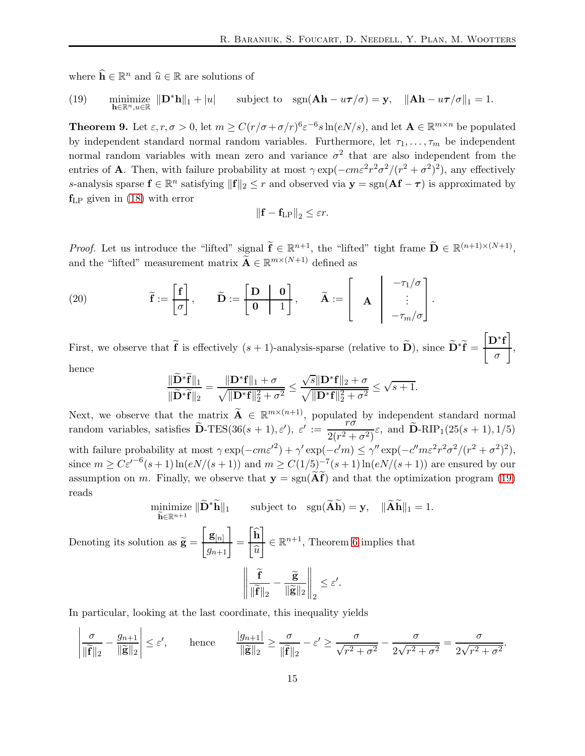where $\widehat{\mathbf{h}} \in \mathbb{R}^n$ and $\widehat{u} \in \mathbb{R}$ are solutions of

$$\text{(19)} \qquad \underset{\mathbf{h}\in\mathbb{R}^n, u\in\mathbb{R}}{\text{minimize}} \ \|\mathbf{D}^*\mathbf{h}\|_1 + |u| \qquad \text{subject to} \quad \text{sgn}(\mathbf{A}\mathbf{h} - u\boldsymbol{\tau}/\sigma) = \mathbf{y}, \quad \|\mathbf{A}\mathbf{h} - u\boldsymbol{\tau}/\sigma\|_1 = 1.$$

**Theorem 9.** Let $\varepsilon, r, \sigma > 0$, let $m \geq C(r/\sigma + \sigma/r)^6 \varepsilon^{-6} s \ln(eN/s)$, and let $\mathbf{A} \in \mathbb{R}^{m\times n}$ be populated by independent standard normal random variables. Furthermore, let $\tau_1, \ldots, \tau_m$ be independent normal random variables with mean zero and variance $\sigma^2$ that are also independent from the entries of $\mathbf{A}$. Then, with failure probability at most $\gamma \exp(-cm\varepsilon^2 r^2 \sigma^2/(r^2+\sigma^2)^2)$, any effectively $s$-analysis sparse $\mathbf{f} \in \mathbb{R}^n$ satisfying $\|\mathbf{f}\|_2 \leq r$ and observed via $\mathbf{y} = \text{sgn}(\mathbf{A}\mathbf{f} - \boldsymbol{\tau})$ is approximated by $\mathbf{f}_{\text{LP}}$ given in (18) with error

$$\|\mathbf{f} - \mathbf{f}_{\text{LP}}\|_2 \leq \varepsilon r.$$

*Proof.* Let us introduce the "lifted" signal $\widetilde{\mathbf{f}} \in \mathbb{R}^{n+1}$, the "lifted" tight frame $\widetilde{\mathbf{D}} \in \mathbb{R}^{(n+1)\times(N+1)}$, and the "lifted" measurement matrix $\widetilde{\mathbf{A}} \in \mathbb{R}^{m\times(N+1)}$ defined as

$$\text{(20)} \qquad \widetilde{\mathbf{f}} := \begin{bmatrix} \mathbf{f} \\ \hline \sigma \end{bmatrix}, \qquad \widetilde{\mathbf{D}} := \left[\begin{array}{c|c} \mathbf{D} & \mathbf{0} \\ \hline \mathbf{0} & 1 \end{array}\right], \qquad \widetilde{\mathbf{A}} := \left[\begin{array}{c|c} & -\tau_1/\sigma \\ \mathbf{A} & \vdots \\ & -\tau_m/\sigma \end{array}\right].$$

First, we observe that $\widetilde{\mathbf{f}}$ is effectively $(s+1)$-analysis-sparse (relative to $\widetilde{\mathbf{D}}$), since $\widetilde{\mathbf{D}}^*\widetilde{\mathbf{f}} = \begin{bmatrix} \mathbf{D}^*\mathbf{f} \\ \hline \sigma \end{bmatrix}$, hence

$$\frac{\|\widetilde{\mathbf{D}}^*\widetilde{\mathbf{f}}\|_1}{\|\widetilde{\mathbf{D}}^*\widetilde{\mathbf{f}}\|_2} = \frac{\|\mathbf{D}^*\mathbf{f}\|_1 + \sigma}{\sqrt{\|\mathbf{D}^*\mathbf{f}\|_2^2 + \sigma^2}} \leq \frac{\sqrt{s}\|\mathbf{D}^*\mathbf{f}\|_2 + \sigma}{\sqrt{\|\mathbf{D}^*\mathbf{f}\|_2^2 + \sigma^2}} \leq \sqrt{s+1}.$$

Next, we observe that the matrix $\widetilde{\mathbf{A}} \in \mathbb{R}^{m\times(n+1)}$, populated by independent standard normal random variables, satisfies $\widetilde{\mathbf{D}}$-TES$(36(s+1), \varepsilon')$, $\varepsilon' := \dfrac{r\sigma}{2(r^2+\sigma^2)}\varepsilon$, and $\widetilde{\mathbf{D}}$-RIP$_1(25(s+1), 1/5)$ with failure probability at most $\gamma \exp(-cm\varepsilon'^2) + \gamma' \exp(-c'm) \leq \gamma'' \exp(-c'' m \varepsilon^2 r^2 \sigma^2/(r^2+\sigma^2)^2)$, since $m \geq C\varepsilon'^{-6}(s+1)\ln(eN/(s+1))$ and $m \geq C(1/5)^{-7}(s+1)\ln(eN/(s+1))$ are ensured by our assumption on $m$. Finally, we observe that $\mathbf{y} = \text{sgn}(\widetilde{\mathbf{A}}\widetilde{\mathbf{f}})$ and that the optimization program (19) reads

$$\underset{\widetilde{\mathbf{h}}\in\mathbb{R}^{n+1}}{\text{minimize}} \ \|\widetilde{\mathbf{D}}^*\widetilde{\mathbf{h}}\|_1 \qquad \text{subject to} \quad \text{sgn}(\widetilde{\mathbf{A}}\widetilde{\mathbf{h}}) = \mathbf{y}, \quad \|\widetilde{\mathbf{A}}\widetilde{\mathbf{h}}\|_1 = 1.$$

Denoting its solution as $\widetilde{\mathbf{g}} = \begin{bmatrix} \mathbf{g}_{[n]} \\ \hline g_{n+1} \end{bmatrix} = \begin{bmatrix} \widehat{\mathbf{h}} \\ \hline \widehat{u} \end{bmatrix} \in \mathbb{R}^{n+1}$, Theorem 6 implies that

$$\left\| \frac{\widetilde{\mathbf{f}}}{\|\widetilde{\mathbf{f}}\|_2} - \frac{\widetilde{\mathbf{g}}}{\|\widetilde{\mathbf{g}}\|_2} \right\|_2 \leq \varepsilon'.$$

In particular, looking at the last coordinate, this inequality yields

$$\left| \frac{\sigma}{\|\widetilde{\mathbf{f}}\|_2} - \frac{g_{n+1}}{\|\widetilde{\mathbf{g}}\|_2} \right| \leq \varepsilon', \qquad \text{hence} \qquad \frac{|g_{n+1}|}{\|\widetilde{\mathbf{g}}\|_2} \geq \frac{\sigma}{\|\widetilde{\mathbf{f}}\|_2} - \varepsilon' \geq \frac{\sigma}{\sqrt{r^2+\sigma^2}} - \frac{\sigma}{2\sqrt{r^2+\sigma^2}} = \frac{\sigma}{2\sqrt{r^2+\sigma^2}}.$$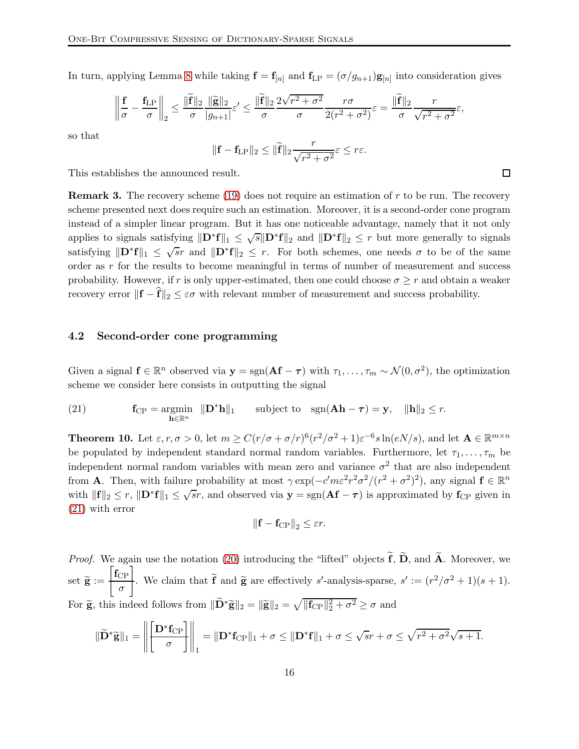In turn, applying Lemma 8 while taking $\mathbf{f} = \mathbf{f}_{[n]}$ and $\mathbf{f}_{\rm LP} = (\sigma/g_{n+1})\mathbf{g}_{[n]}$ into consideration gives

$$\left\| \frac{\mathbf{f}}{\sigma} - \frac{\mathbf{f}_{\rm LP}}{\sigma} \right\|_2 \le \frac{\|\widetilde{\mathbf{f}}\|_2}{\sigma} \frac{\|\widetilde{\mathbf{g}}\|_2}{|g_{n+1}|} \varepsilon' \le \frac{\|\widetilde{\mathbf{f}}\|_2}{\sigma} \frac{2\sqrt{r^2+\sigma^2}}{\sigma} \frac{r\sigma}{2(r^2+\sigma^2)} \varepsilon = \frac{\|\widetilde{\mathbf{f}}\|_2}{\sigma} \frac{r}{\sqrt{r^2+\sigma^2}} \varepsilon,$$

so that

$$\|\mathbf{f} - \mathbf{f}_{\rm LP}\|_2 \le \|\widetilde{\mathbf{f}}\|_2 \frac{r}{\sqrt{r^2+\sigma^2}} \varepsilon \le r\varepsilon.$$

This establishes the announced result. $\square$

**Remark 3.** The recovery scheme (19) does not require an estimation of $r$ to be run. The recovery scheme presented next does require such an estimation. Moreover, it is a second-order cone program instead of a simpler linear program. But it has one noticeable advantage, namely that it not only applies to signals satisfying $\|\mathbf{D}^*\mathbf{f}\|_1 \le \sqrt{s}\|\mathbf{D}^*\mathbf{f}\|_2$ and $\|\mathbf{D}^*\mathbf{f}\|_2 \le r$ but more generally to signals satisfying $\|\mathbf{D}^*\mathbf{f}\|_1 \le \sqrt{s}r$ and $\|\mathbf{D}^*\mathbf{f}\|_2 \le r$. For both schemes, one needs $\sigma$ to be of the same order as $r$ for the results to become meaningful in terms of number of measurement and success probability. However, if $r$ is only upper-estimated, then one could choose $\sigma \ge r$ and obtain a weaker recovery error $\|\mathbf{f} - \widehat{\mathbf{f}}\|_2 \le \varepsilon\sigma$ with relevant number of measurement and success probability.

## 4.2 Second-order cone programming

Given a signal $\mathbf{f} \in \mathbb{R}^n$ observed via $\mathbf{y} = \mathrm{sgn}(\mathbf{A}\mathbf{f} - \boldsymbol{\tau})$ with $\tau_1, \ldots, \tau_m \sim \mathcal{N}(0, \sigma^2)$, the optimization scheme we consider here consists in outputting the signal

$$\mathbf{f}_{\rm CP} = \underset{\mathbf{h} \in \mathbb{R}^n}{\mathrm{argmin}} \; \|\mathbf{D}^*\mathbf{h}\|_1 \qquad \text{subject to} \quad \mathrm{sgn}(\mathbf{A}\mathbf{h} - \boldsymbol{\tau}) = \mathbf{y}, \quad \|\mathbf{h}\|_2 \le r. \tag{21}$$

**Theorem 10.** Let $\varepsilon, r, \sigma > 0$, let $m \ge C(r/\sigma + \sigma/r)^6 (r^2/\sigma^2 + 1)\varepsilon^{-6} s \ln(eN/s)$, and let $\mathbf{A} \in \mathbb{R}^{m \times n}$ be populated by independent standard normal random variables. Furthermore, let $\tau_1, \ldots, \tau_m$ be independent normal random variables with mean zero and variance $\sigma^2$ that are also independent from $\mathbf{A}$. Then, with failure probability at most $\gamma \exp(-c' m \varepsilon^2 r^2 \sigma^2 / (r^2 + \sigma^2)^2)$, any signal $\mathbf{f} \in \mathbb{R}^n$ with $\|\mathbf{f}\|_2 \le r$, $\|\mathbf{D}^*\mathbf{f}\|_1 \le \sqrt{s} r$, and observed via $\mathbf{y} = \mathrm{sgn}(\mathbf{A}\mathbf{f} - \boldsymbol{\tau})$ is approximated by $\mathbf{f}_{\rm CP}$ given in (21) with error

$$\|\mathbf{f} - \mathbf{f}_{\rm CP}\|_2 \le \varepsilon r.$$

*Proof.* We again use the notation (20) introducing the "lifted" objects $\widetilde{\mathbf{f}}$, $\widetilde{\mathbf{D}}$, and $\widetilde{\mathbf{A}}$. Moreover, we set $\widetilde{\mathbf{g}} := \begin{bmatrix} \mathbf{f}_{\rm CP} \\ \sigma \end{bmatrix}$. We claim that $\widetilde{\mathbf{f}}$ and $\widetilde{\mathbf{g}}$ are effectively $s'$-analysis-sparse, $s' := (r^2/\sigma^2 + 1)(s+1)$. For $\widetilde{\mathbf{g}}$, this indeed follows from $\|\widetilde{\mathbf{D}}^*\widetilde{\mathbf{g}}\|_2 = \|\widetilde{\mathbf{g}}\|_2 = \sqrt{\|\mathbf{f}_{\rm CP}\|_2^2 + \sigma^2} \ge \sigma$ and

$$\|\widetilde{\mathbf{D}}^*\widetilde{\mathbf{g}}\|_1 = \left\| \begin{bmatrix} \mathbf{D}^*\mathbf{f}_{\rm CP} \\ \sigma \end{bmatrix} \right\|_1 = \|\mathbf{D}^*\mathbf{f}_{\rm CP}\|_1 + \sigma \le \|\mathbf{D}^*\mathbf{f}\|_1 + \sigma \le \sqrt{s} r + \sigma \le \sqrt{r^2 + \sigma^2}\sqrt{s+1}.$$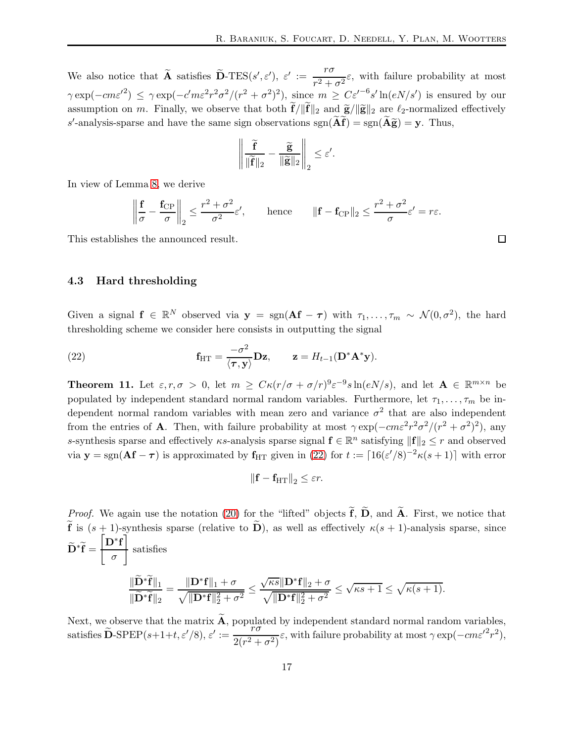We also notice that $\widetilde{\mathbf{A}}$ satisfies $\widetilde{\mathbf{D}}$-TES$(s', \varepsilon')$, $\varepsilon' := \dfrac{r\sigma}{r^2+\sigma^2}\varepsilon$, with failure probability at most $\gamma \exp(-cm\varepsilon'^2) \leq \gamma \exp(-c' m \varepsilon^2 r^2 \sigma^2/(r^2+\sigma^2)^2)$, since $m \geq C\varepsilon'^{-6} s' \ln(eN/s')$ is ensured by our assumption on $m$. Finally, we observe that both $\widetilde{\mathbf{f}}/\|\widetilde{\mathbf{f}}\|_2$ and $\widetilde{\mathbf{g}}/\|\widetilde{\mathbf{g}}\|_2$ are $\ell_2$-normalized effectively $s'$-analysis-sparse and have the same sign observations $\mathrm{sgn}(\widetilde{\mathbf{A}}\widetilde{\mathbf{f}}) = \mathrm{sgn}(\widetilde{\mathbf{A}}\widetilde{\mathbf{g}}) = \mathbf{y}$. Thus,

$$\left\| \frac{\widetilde{\mathbf{f}}}{\|\widetilde{\mathbf{f}}\|_2} - \frac{\widetilde{\mathbf{g}}}{\|\widetilde{\mathbf{g}}\|_2} \right\|_2 \leq \varepsilon'.$$

In view of Lemma 8, we derive

$$\left\| \frac{\mathbf{f}}{\sigma} - \frac{\mathbf{f}_{\mathrm{CP}}}{\sigma} \right\|_2 \leq \frac{r^2+\sigma^2}{\sigma^2}\varepsilon', \qquad \text{hence} \qquad \|\mathbf{f} - \mathbf{f}_{\mathrm{CP}}\|_2 \leq \frac{r^2+\sigma^2}{\sigma}\varepsilon' = r\varepsilon.$$

This establishes the announced result. $\square$

### 4.3 Hard thresholding

Given a signal $\mathbf{f} \in \mathbb{R}^N$ observed via $\mathbf{y} = \mathrm{sgn}(\mathbf{A}\mathbf{f} - \boldsymbol{\tau})$ with $\tau_1, \ldots, \tau_m \sim \mathcal{N}(0, \sigma^2)$, the hard thresholding scheme we consider here consists in outputting the signal

$$\mathbf{f}_{\mathrm{HT}} = \frac{-\sigma^2}{\langle \boldsymbol{\tau}, \mathbf{y} \rangle}\mathbf{D}\mathbf{z}, \qquad \mathbf{z} = H_{t-1}(\mathbf{D}^*\mathbf{A}^*\mathbf{y}). \tag{22}$$

**Theorem 11.** Let $\varepsilon, r, \sigma > 0$, let $m \geq C\kappa(r/\sigma + \sigma/r)^9 \varepsilon^{-9} s \ln(eN/s)$, and let $\mathbf{A} \in \mathbb{R}^{m \times n}$ be populated by independent standard normal random variables. Furthermore, let $\tau_1, \ldots, \tau_m$ be independent normal random variables with mean zero and variance $\sigma^2$ that are also independent from the entries of $\mathbf{A}$. Then, with failure probability at most $\gamma \exp(-cm\varepsilon^2 r^2 \sigma^2/(r^2+\sigma^2)^2)$, any $s$-synthesis sparse and effectively $\kappa s$-analysis sparse signal $\mathbf{f} \in \mathbb{R}^n$ satisfying $\|\mathbf{f}\|_2 \leq r$ and observed via $\mathbf{y} = \mathrm{sgn}(\mathbf{A}\mathbf{f} - \boldsymbol{\tau})$ is approximated by $\mathbf{f}_{\mathrm{HT}}$ given in (22) for $t := \lceil 16(\varepsilon'/8)^{-2}\kappa(s+1) \rceil$ with error

$$\|\mathbf{f} - \mathbf{f}_{\mathrm{HT}}\|_2 \leq \varepsilon r.$$

*Proof.* We again use the notation (20) for the "lifted" objects $\widetilde{\mathbf{f}}$, $\widetilde{\mathbf{D}}$, and $\widetilde{\mathbf{A}}$. First, we notice that $\widetilde{\mathbf{f}}$ is $(s+1)$-synthesis sparse (relative to $\widetilde{\mathbf{D}}$), as well as effectively $\kappa(s+1)$-analysis sparse, since $\widetilde{\mathbf{D}}^*\widetilde{\mathbf{f}} = \begin{bmatrix} \mathbf{D}^*\mathbf{f} \\ \sigma \end{bmatrix}$ satisfies

$$\frac{\|\widetilde{\mathbf{D}}^*\widetilde{\mathbf{f}}\|_1}{\|\widetilde{\mathbf{D}}^*\widetilde{\mathbf{f}}\|_2} = \frac{\|\mathbf{D}^*\mathbf{f}\|_1 + \sigma}{\sqrt{\|\mathbf{D}^*\mathbf{f}\|_2^2 + \sigma^2}} \leq \frac{\sqrt{\kappa s}\|\mathbf{D}^*\mathbf{f}\|_2 + \sigma}{\sqrt{\|\mathbf{D}^*\mathbf{f}\|_2^2 + \sigma^2}} \leq \sqrt{\kappa s + 1} \leq \sqrt{\kappa(s+1)}.$$

Next, we observe that the matrix $\widetilde{\mathbf{A}}$, populated by independent standard normal random variables, satisfies $\widetilde{\mathbf{D}}$-SPEP$(s+1+t, \varepsilon'/8)$, $\varepsilon' := \dfrac{r\sigma}{2(r^2+\sigma^2)}\varepsilon$, with failure probability at most $\gamma \exp(-cm\varepsilon'^2 r^2)$,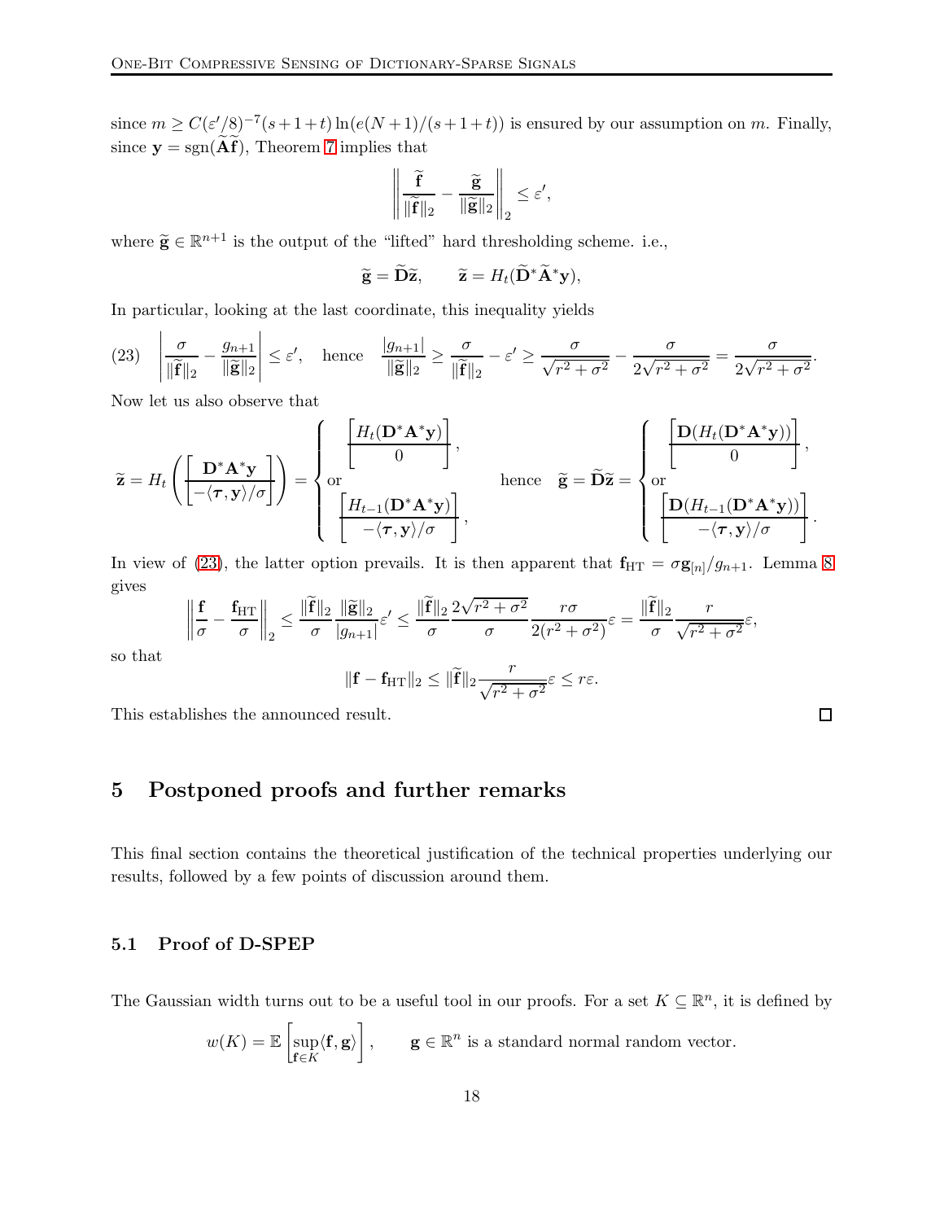since $m \geq C(\varepsilon'/8)^{-7}(s+1+t)\ln(e(N+1)/(s+1+t))$ is ensured by our assumption on $m$. Finally, since $\mathbf{y} = \mathrm{sgn}(\widetilde{\mathbf{A}}\widetilde{\mathbf{f}})$, Theorem 7 implies that

$$\left\| \frac{\widetilde{\mathbf{f}}}{\|\widetilde{\mathbf{f}}\|_2} - \frac{\widetilde{\mathbf{g}}}{\|\widetilde{\mathbf{g}}\|_2} \right\|_2 \leq \varepsilon',$$

where $\widetilde{\mathbf{g}} \in \mathbb{R}^{n+1}$ is the output of the "lifted" hard thresholding scheme. i.e.,

$$\widetilde{\mathbf{g}} = \widetilde{\mathbf{D}}\widetilde{\mathbf{z}}, \qquad \widetilde{\mathbf{z}} = H_t(\widetilde{\mathbf{D}}^*\widetilde{\mathbf{A}}^*\mathbf{y}),$$

In particular, looking at the last coordinate, this inequality yields

$$\left| \frac{\sigma}{\|\widetilde{\mathbf{f}}\|_2} - \frac{g_{n+1}}{\|\widetilde{\mathbf{g}}\|_2} \right| \leq \varepsilon', \quad \text{hence} \quad \frac{|g_{n+1}|}{\|\widetilde{\mathbf{g}}\|_2} \geq \frac{\sigma}{\|\widetilde{\mathbf{f}}\|_2} - \varepsilon' \geq \frac{\sigma}{\sqrt{r^2+\sigma^2}} - \frac{\sigma}{2\sqrt{r^2+\sigma^2}} = \frac{\sigma}{2\sqrt{r^2+\sigma^2}}. \tag{23}$$

Now let us also observe that

$$\widetilde{\mathbf{z}} = H_t\left( \left[ \frac{\mathbf{D}^*\mathbf{A}^*\mathbf{y}}{-\langle \boldsymbol{\tau}, \mathbf{y}\rangle/\sigma} \right] \right) = \begin{cases} \left[ \dfrac{H_t(\mathbf{D}^*\mathbf{A}^*\mathbf{y})}{0} \right], \\ \text{or} \\ \left[ \dfrac{H_{t-1}(\mathbf{D}^*\mathbf{A}^*\mathbf{y})}{-\langle \boldsymbol{\tau}, \mathbf{y}\rangle/\sigma} \right], \end{cases} \quad \text{hence} \quad \widetilde{\mathbf{g}} = \widetilde{\mathbf{D}}\widetilde{\mathbf{z}} = \begin{cases} \left[ \dfrac{\mathbf{D}(H_t(\mathbf{D}^*\mathbf{A}^*\mathbf{y}))}{0} \right], \\ \text{or} \\ \left[ \dfrac{\mathbf{D}(H_{t-1}(\mathbf{D}^*\mathbf{A}^*\mathbf{y}))}{-\langle \boldsymbol{\tau}, \mathbf{y}\rangle/\sigma} \right]. \end{cases}$$

In view of (23), the latter option prevails. It is then apparent that $\mathbf{f}_{\mathrm{HT}} = \sigma \mathbf{g}_{[n]}/g_{n+1}$. Lemma 8 gives

$$\left\| \frac{\mathbf{f}}{\sigma} - \frac{\mathbf{f}_{\mathrm{HT}}}{\sigma} \right\|_2 \leq \frac{\|\widetilde{\mathbf{f}}\|_2}{\sigma} \frac{\|\widetilde{\mathbf{g}}\|_2}{|g_{n+1}|}\varepsilon' \leq \frac{\|\widetilde{\mathbf{f}}\|_2}{\sigma} \frac{2\sqrt{r^2+\sigma^2}}{\sigma} \frac{r\sigma}{2(r^2+\sigma^2)}\varepsilon = \frac{\|\widetilde{\mathbf{f}}\|_2}{\sigma} \frac{r}{\sqrt{r^2+\sigma^2}}\varepsilon,$$

so that

$$\|\mathbf{f} - \mathbf{f}_{\mathrm{HT}}\|_2 \leq \|\widetilde{\mathbf{f}}\|_2 \frac{r}{\sqrt{r^2+\sigma^2}}\varepsilon \leq r\varepsilon.$$

This establishes the announced result. $\square$

# 5 Postponed proofs and further remarks

This final section contains the theoretical justification of the technical properties underlying our results, followed by a few points of discussion around them.

## 5.1 Proof of D-SPEP

The Gaussian width turns out to be a useful tool in our proofs. For a set $K \subseteq \mathbb{R}^n$, it is defined by

$$w(K) = \mathbb{E}\left[ \sup_{\mathbf{f} \in K} \langle \mathbf{f}, \mathbf{g} \rangle \right], \qquad \mathbf{g} \in \mathbb{R}^n \text{ is a standard normal random vector.}$$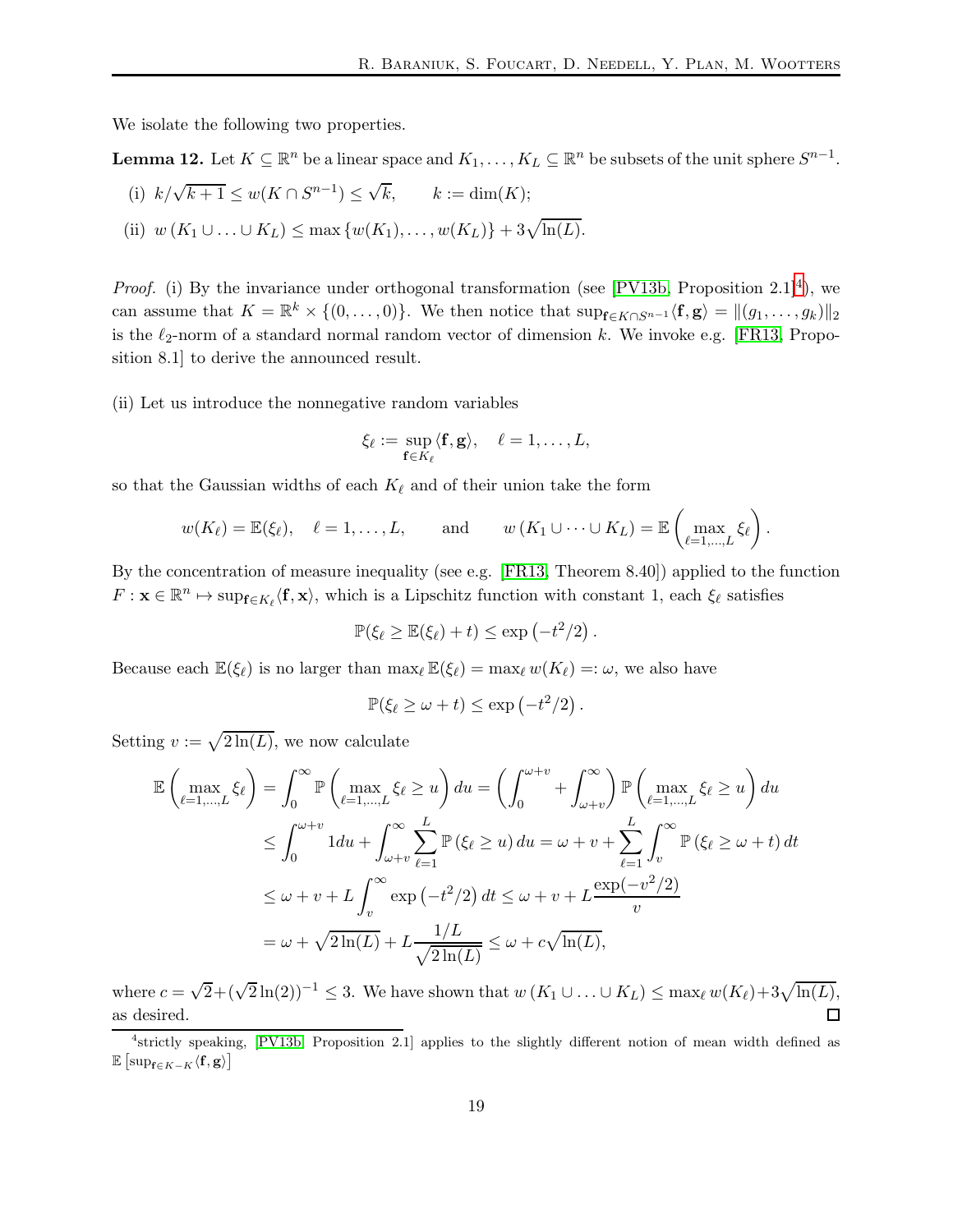We isolate the following two properties.

**Lemma 12.** Let $K \subseteq \mathbb{R}^n$ be a linear space and $K_1, \ldots, K_L \subseteq \mathbb{R}^n$ be subsets of the unit sphere $S^{n-1}$.

(i) $k/\sqrt{k+1} \leq w(K \cap S^{n-1}) \leq \sqrt{k}, \qquad k := \dim(K)$;

(ii) $w\left(K_1 \cup \ldots \cup K_L\right) \leq \max\left\{w(K_1), \ldots, w(K_L)\right\} + 3\sqrt{\ln(L)}$.

*Proof.* (i) By the invariance under orthogonal transformation (see [PV13b, Proposition 2.1][4]), we can assume that $K = \mathbb{R}^k \times \{(0, \ldots, 0)\}$. We then notice that $\sup_{\mathbf{f} \in K \cap S^{n-1}} \langle \mathbf{f}, \mathbf{g} \rangle = \|(g_1, \ldots, g_k)\|_2$ is the $\ell_2$-norm of a standard normal random vector of dimension $k$. We invoke e.g. [FR13, Proposition 8.1] to derive the announced result.

(ii) Let us introduce the nonnegative random variables

$$\xi_\ell := \sup_{\mathbf{f} \in K_\ell} \langle \mathbf{f}, \mathbf{g} \rangle, \quad \ell = 1, \ldots, L,$$

so that the Gaussian widths of each $K_\ell$ and of their union take the form

$$w(K_\ell) = \mathbb{E}(\xi_\ell), \quad \ell = 1, \ldots, L, \qquad \text{and} \qquad w\left(K_1 \cup \cdots \cup K_L\right) = \mathbb{E}\left(\max_{\ell=1,\ldots,L} \xi_\ell\right).$$

By the concentration of measure inequality (see e.g. [FR13, Theorem 8.40]) applied to the function $F : \mathbf{x} \in \mathbb{R}^n \mapsto \sup_{\mathbf{f} \in K_\ell} \langle \mathbf{f}, \mathbf{x} \rangle$, which is a Lipschitz function with constant 1, each $\xi_\ell$ satisfies

$$\mathbb{P}(\xi_\ell \geq \mathbb{E}(\xi_\ell) + t) \leq \exp\left(-t^2/2\right).$$

Because each $\mathbb{E}(\xi_\ell)$ is no larger than $\max_\ell \mathbb{E}(\xi_\ell) = \max_\ell w(K_\ell) =: \omega$, we also have

$$\mathbb{P}(\xi_\ell \geq \omega + t) \leq \exp\left(-t^2/2\right).$$

Setting $v := \sqrt{2\ln(L)}$, we now calculate

$$\begin{aligned}
\mathbb{E}\left(\max_{\ell=1,\ldots,L} \xi_\ell\right) &= \int_0^\infty \mathbb{P}\left(\max_{\ell=1,\ldots,L} \xi_\ell \geq u\right) du = \left(\int_0^{\omega+v} + \int_{\omega+v}^\infty\right) \mathbb{P}\left(\max_{\ell=1,\ldots,L} \xi_\ell \geq u\right) du \\
&\leq \int_0^{\omega+v} 1 du + \int_{\omega+v}^\infty \sum_{\ell=1}^L \mathbb{P}\left(\xi_\ell \geq u\right) du = \omega + v + \sum_{\ell=1}^L \int_v^\infty \mathbb{P}\left(\xi_\ell \geq \omega + t\right) dt \\
&\leq \omega + v + L \int_v^\infty \exp\left(-t^2/2\right) dt \leq \omega + v + L \frac{\exp(-v^2/2)}{v} \\
&= \omega + \sqrt{2\ln(L)} + L \frac{1/L}{\sqrt{2\ln(L)}} \leq \omega + c\sqrt{\ln(L)},
\end{aligned}$$

where $c = \sqrt{2} + (\sqrt{2}\ln(2))^{-1} \leq 3$. We have shown that $w\left(K_1 \cup \ldots \cup K_L\right) \leq \max_\ell w(K_\ell) + 3\sqrt{\ln(L)}$, as desired. $\square$

---

[4] strictly speaking, [PV13b, Proposition 2.1] applies to the slightly different notion of mean width defined as $\mathbb{E}\left[\sup_{\mathbf{f} \in K - K} \langle \mathbf{f}, \mathbf{g} \rangle\right]$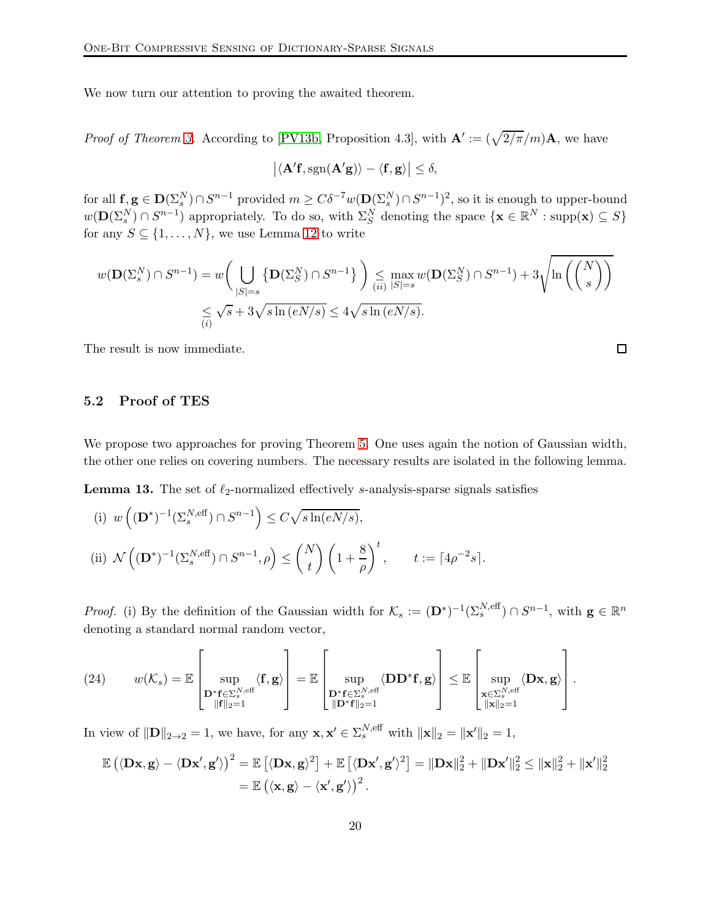We now turn our attention to proving the awaited theorem.

*Proof of Theorem 3.* According to [PV13b, Proposition 4.3], with $\mathbf{A}' := (\sqrt{2/\pi}/m)\mathbf{A}$, we have

$$\left|\langle \mathbf{A}'\mathbf{f}, \mathrm{sgn}(\mathbf{A}'\mathbf{g})\rangle - \langle \mathbf{f}, \mathbf{g}\rangle\right| \leq \delta,$$

for all $\mathbf{f}, \mathbf{g} \in \mathbf{D}(\Sigma_s^N) \cap S^{n-1}$ provided $m \geq C\delta^{-7} w(\mathbf{D}(\Sigma_s^N) \cap S^{n-1})^2$, so it is enough to upper-bound $w(\mathbf{D}(\Sigma_s^N) \cap S^{n-1})$ appropriately. To do so, with $\Sigma_S^N$ denoting the space $\{\mathbf{x} \in \mathbb{R}^N : \mathrm{supp}(\mathbf{x}) \subseteq S\}$ for any $S \subseteq \{1, \ldots, N\}$, we use Lemma 12 to write

$$\begin{aligned}
w(\mathbf{D}(\Sigma_s^N) \cap S^{n-1}) &= w\Bigg( \bigcup_{|S|=s} \left\{\mathbf{D}(\Sigma_S^N) \cap S^{n-1}\right\} \Bigg) \underset{(ii)}{\leq} \max_{|S|=s} w(\mathbf{D}(\Sigma_S^N) \cap S^{n-1}) + 3\sqrt{\ln\left(\binom{N}{s}\right)} \\
&\underset{(i)}{\leq} \sqrt{s} + 3\sqrt{s\ln(eN/s)} \leq 4\sqrt{s\ln(eN/s)}.
\end{aligned}$$

The result is now immediate. $\square$

## 5.2 Proof of TES

We propose two approaches for proving Theorem 5. One uses again the notion of Gaussian width, the other one relies on covering numbers. The necessary results are isolated in the following lemma.

**Lemma 13.** The set of $\ell_2$-normalized effectively $s$-analysis-sparse signals satisfies

(i) $w\left((\mathbf{D}^*)^{-1}(\Sigma_s^{N,\mathrm{eff}}) \cap S^{n-1}\right) \leq C\sqrt{s\ln(eN/s)}$,

(ii) $\mathcal{N}\left((\mathbf{D}^*)^{-1}(\Sigma_s^{N,\mathrm{eff}}) \cap S^{n-1}, \rho\right) \leq \binom{N}{t}\left(1 + \frac{8}{\rho}\right)^t, \qquad t := \lceil 4\rho^{-2}s\rceil$.

*Proof.* (i) By the definition of the Gaussian width for $\mathcal{K}_s := (\mathbf{D}^*)^{-1}(\Sigma_s^{N,\mathrm{eff}}) \cap S^{n-1}$, with $\mathbf{g} \in \mathbb{R}^n$ denoting a standard normal random vector,

$$(24) \qquad w(\mathcal{K}_s) = \mathbb{E}\left[\sup_{\substack{\mathbf{D}^*\mathbf{f} \in \Sigma_s^{N,\mathrm{eff}} \\ \|\mathbf{f}\|_2 = 1}} \langle \mathbf{f}, \mathbf{g}\rangle\right] = \mathbb{E}\left[\sup_{\substack{\mathbf{D}^*\mathbf{f} \in \Sigma_s^{N,\mathrm{eff}} \\ \|\mathbf{D}^*\mathbf{f}\|_2 = 1}} \langle \mathbf{D}\mathbf{D}^*\mathbf{f}, \mathbf{g}\rangle\right] \leq \mathbb{E}\left[\sup_{\substack{\mathbf{x} \in \Sigma_s^{N,\mathrm{eff}} \\ \|\mathbf{x}\|_2 = 1}} \langle \mathbf{D}\mathbf{x}, \mathbf{g}\rangle\right].$$

In view of $\|\mathbf{D}\|_{2\to 2} = 1$, we have, for any $\mathbf{x}, \mathbf{x}' \in \Sigma_s^{N,\mathrm{eff}}$ with $\|\mathbf{x}\|_2 = \|\mathbf{x}'\|_2 = 1$,

$$\begin{aligned}
\mathbb{E}\left(\langle \mathbf{D}\mathbf{x}, \mathbf{g}\rangle - \langle \mathbf{D}\mathbf{x}', \mathbf{g}'\rangle\right)^2 &= \mathbb{E}\left[\langle \mathbf{D}\mathbf{x}, \mathbf{g}\rangle^2\right] + \mathbb{E}\left[\langle \mathbf{D}\mathbf{x}', \mathbf{g}'\rangle^2\right] = \|\mathbf{D}\mathbf{x}\|_2^2 + \|\mathbf{D}\mathbf{x}'\|_2^2 \leq \|\mathbf{x}\|_2^2 + \|\mathbf{x}'\|_2^2 \\
&= \mathbb{E}\left(\langle \mathbf{x}, \mathbf{g}\rangle - \langle \mathbf{x}', \mathbf{g}'\rangle\right)^2.
\end{aligned}$$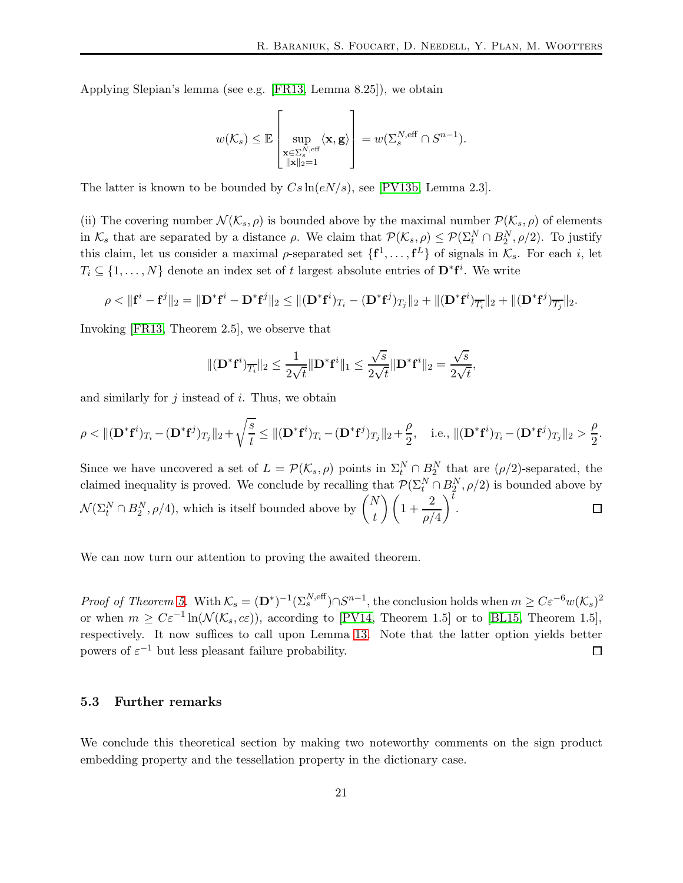Applying Slepian's lemma (see e.g. [FR13, Lemma 8.25]), we obtain

$$w(\mathcal{K}_s) \leq \mathbb{E}\left[\sup_{\substack{\mathbf{x}\in\Sigma_s^{N,\mathrm{eff}}\\ \|\mathbf{x}\|_2=1}} \langle \mathbf{x}, \mathbf{g}\rangle\right] = w(\Sigma_s^{N,\mathrm{eff}} \cap S^{n-1}).$$

The latter is known to be bounded by $Cs\ln(eN/s)$, see [PV13b, Lemma 2.3].

(ii) The covering number $\mathcal{N}(\mathcal{K}_s, \rho)$ is bounded above by the maximal number $\mathcal{P}(\mathcal{K}_s, \rho)$ of elements in $\mathcal{K}_s$ that are separated by a distance $\rho$. We claim that $\mathcal{P}(\mathcal{K}_s, \rho) \leq \mathcal{P}(\Sigma_t^N \cap B_2^N, \rho/2)$. To justify this claim, let us consider a maximal $\rho$-separated set $\{\mathbf{f}^1, \ldots, \mathbf{f}^L\}$ of signals in $\mathcal{K}_s$. For each $i$, let $T_i \subseteq \{1, \ldots, N\}$ denote an index set of $t$ largest absolute entries of $\mathbf{D}^*\mathbf{f}^i$. We write

$$\rho < \|\mathbf{f}^i - \mathbf{f}^j\|_2 = \|\mathbf{D}^*\mathbf{f}^i - \mathbf{D}^*\mathbf{f}^j\|_2 \leq \|(\mathbf{D}^*\mathbf{f}^i)_{T_i} - (\mathbf{D}^*\mathbf{f}^j)_{T_j}\|_2 + \|(\mathbf{D}^*\mathbf{f}^i)_{\overline{T_i}}\|_2 + \|(\mathbf{D}^*\mathbf{f}^j)_{\overline{T_j}}\|_2.$$

Invoking [FR13, Theorem 2.5], we observe that

$$\|(\mathbf{D}^*\mathbf{f}^i)_{\overline{T_i}}\|_2 \leq \frac{1}{2\sqrt{t}}\|\mathbf{D}^*\mathbf{f}^i\|_1 \leq \frac{\sqrt{s}}{2\sqrt{t}}\|\mathbf{D}^*\mathbf{f}^i\|_2 = \frac{\sqrt{s}}{2\sqrt{t}},$$

and similarly for $j$ instead of $i$. Thus, we obtain

$$\rho < \|(\mathbf{D}^*\mathbf{f}^i)_{T_i} - (\mathbf{D}^*\mathbf{f}^j)_{T_j}\|_2 + \sqrt{\frac{s}{t}} \leq \|(\mathbf{D}^*\mathbf{f}^i)_{T_i} - (\mathbf{D}^*\mathbf{f}^j)_{T_j}\|_2 + \frac{\rho}{2}, \quad \text{i.e., } \|(\mathbf{D}^*\mathbf{f}^i)_{T_i} - (\mathbf{D}^*\mathbf{f}^j)_{T_j}\|_2 > \frac{\rho}{2}.$$

Since we have uncovered a set of $L = \mathcal{P}(\mathcal{K}_s, \rho)$ points in $\Sigma_t^N \cap B_2^N$ that are $(\rho/2)$-separated, the claimed inequality is proved. We conclude by recalling that $\mathcal{P}(\Sigma_t^N \cap B_2^N, \rho/2)$ is bounded above by $\mathcal{N}(\Sigma_t^N \cap B_2^N, \rho/4)$, which is itself bounded above by $\binom{N}{t}\left(1 + \frac{2}{\rho/4}\right)^t$. □

We can now turn our attention to proving the awaited theorem.

*Proof of Theorem 5.* With $\mathcal{K}_s = (\mathbf{D}^*)^{-1}(\Sigma_s^{N,\mathrm{eff}}) \cap S^{n-1}$, the conclusion holds when $m \geq C\varepsilon^{-6}w(\mathcal{K}_s)^2$ or when $m \geq C\varepsilon^{-1}\ln(\mathcal{N}(\mathcal{K}_s, c\varepsilon))$, according to [PV14, Theorem 1.5] or to [BL15, Theorem 1.5], respectively. It now suffices to call upon Lemma 13. Note that the latter option yields better powers of $\varepsilon^{-1}$ but less pleasant failure probability. □

### 5.3 Further remarks

We conclude this theoretical section by making two noteworthy comments on the sign product embedding property and the tessellation property in the dictionary case.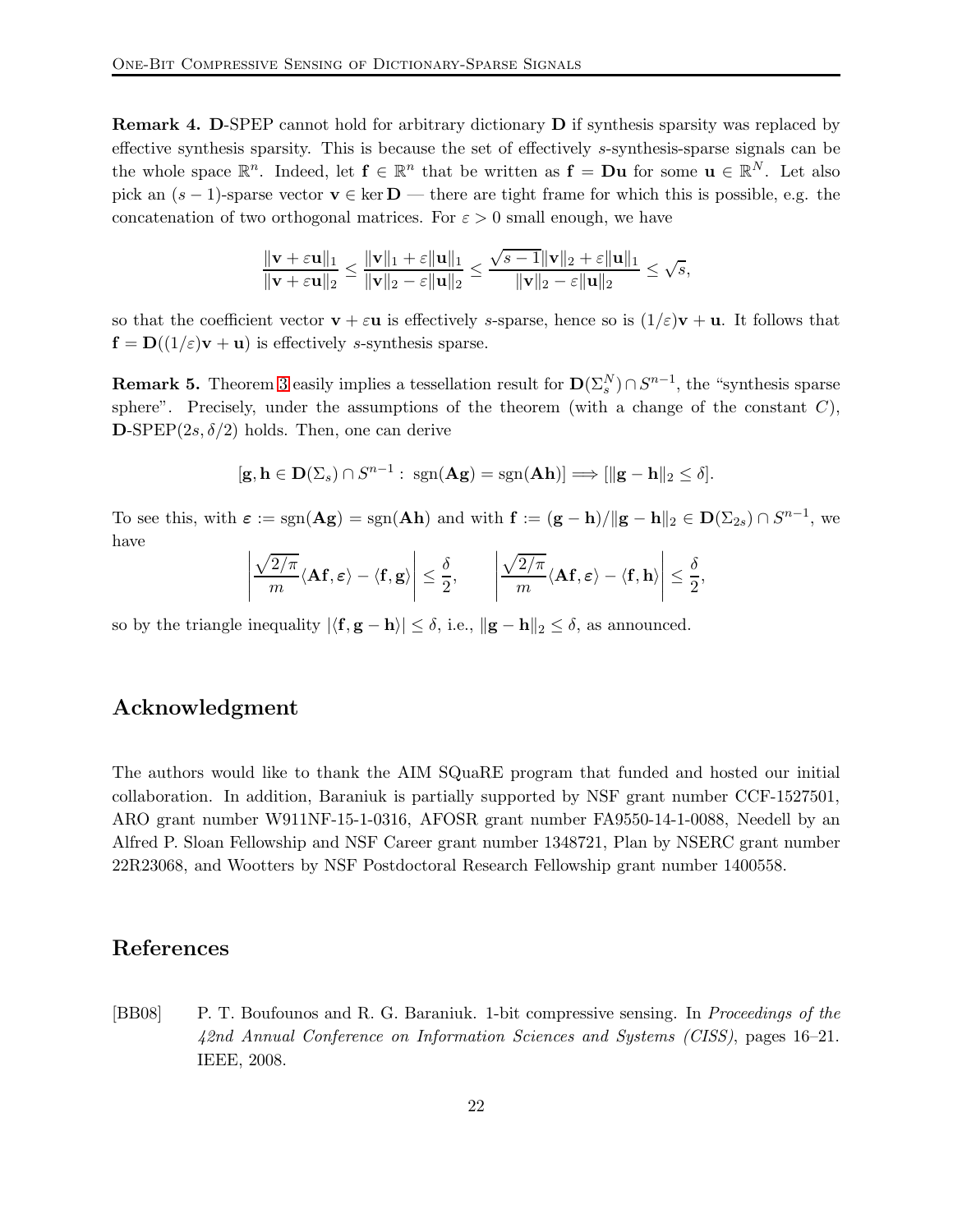**Remark 4.** $\mathbf{D}$-SPEP cannot hold for arbitrary dictionary $\mathbf{D}$ if synthesis sparsity was replaced by effective synthesis sparsity. This is because the set of effectively $s$-synthesis-sparse signals can be the whole space $\mathbb{R}^n$. Indeed, let $\mathbf{f} \in \mathbb{R}^n$ that be written as $\mathbf{f} = \mathbf{D}\mathbf{u}$ for some $\mathbf{u} \in \mathbb{R}^N$. Let also pick an $(s-1)$-sparse vector $\mathbf{v} \in \ker \mathbf{D}$ — there are tight frame for which this is possible, e.g. the concatenation of two orthogonal matrices. For $\varepsilon > 0$ small enough, we have

$$\frac{\|\mathbf{v} + \varepsilon \mathbf{u}\|_1}{\|\mathbf{v} + \varepsilon \mathbf{u}\|_2} \leq \frac{\|\mathbf{v}\|_1 + \varepsilon \|\mathbf{u}\|_1}{\|\mathbf{v}\|_2 - \varepsilon \|\mathbf{u}\|_2} \leq \frac{\sqrt{s-1}\|\mathbf{v}\|_2 + \varepsilon \|\mathbf{u}\|_1}{\|\mathbf{v}\|_2 - \varepsilon \|\mathbf{u}\|_2} \leq \sqrt{s},$$

so that the coefficient vector $\mathbf{v} + \varepsilon \mathbf{u}$ is effectively $s$-sparse, hence so is $(1/\varepsilon)\mathbf{v} + \mathbf{u}$. It follows that $\mathbf{f} = \mathbf{D}((1/\varepsilon)\mathbf{v} + \mathbf{u})$ is effectively $s$-synthesis sparse.

**Remark 5.** Theorem 3 easily implies a tessellation result for $\mathbf{D}(\Sigma_s^N) \cap S^{n-1}$, the "synthesis sparse sphere". Precisely, under the assumptions of the theorem (with a change of the constant $C$), $\mathbf{D}$-SPEP$(2s, \delta/2)$ holds. Then, one can derive

$$[\mathbf{g}, \mathbf{h} \in \mathbf{D}(\Sigma_s) \cap S^{n-1} : \operatorname{sgn}(\mathbf{A}\mathbf{g}) = \operatorname{sgn}(\mathbf{A}\mathbf{h})] \Longrightarrow [\|\mathbf{g} - \mathbf{h}\|_2 \leq \delta].$$

To see this, with $\boldsymbol{\varepsilon} := \operatorname{sgn}(\mathbf{A}\mathbf{g}) = \operatorname{sgn}(\mathbf{A}\mathbf{h})$ and with $\mathbf{f} := (\mathbf{g} - \mathbf{h})/\|\mathbf{g} - \mathbf{h}\|_2 \in \mathbf{D}(\Sigma_{2s}) \cap S^{n-1}$, we have

$$\left| \frac{\sqrt{2/\pi}}{m} \langle \mathbf{A}\mathbf{f}, \boldsymbol{\varepsilon} \rangle - \langle \mathbf{f}, \mathbf{g} \rangle \right| \leq \frac{\delta}{2}, \qquad \left| \frac{\sqrt{2/\pi}}{m} \langle \mathbf{A}\mathbf{f}, \boldsymbol{\varepsilon} \rangle - \langle \mathbf{f}, \mathbf{h} \rangle \right| \leq \frac{\delta}{2},$$

so by the triangle inequality $|\langle \mathbf{f}, \mathbf{g} - \mathbf{h} \rangle| \leq \delta$, i.e., $\|\mathbf{g} - \mathbf{h}\|_2 \leq \delta$, as announced.

## Acknowledgment

The authors would like to thank the AIM SQuaRE program that funded and hosted our initial collaboration. In addition, Baraniuk is partially supported by NSF grant number CCF-1527501, ARO grant number W911NF-15-1-0316, AFOSR grant number FA9550-14-1-0088, Needell by an Alfred P. Sloan Fellowship and NSF Career grant number 1348721, Plan by NSERC grant number 22R23068, and Wootters by NSF Postdoctoral Research Fellowship grant number 1400558.

## References

[BB08] P. T. Boufounos and R. G. Baraniuk. 1-bit compressive sensing. In *Proceedings of the 42nd Annual Conference on Information Sciences and Systems (CISS)*, pages 16–21. IEEE, 2008.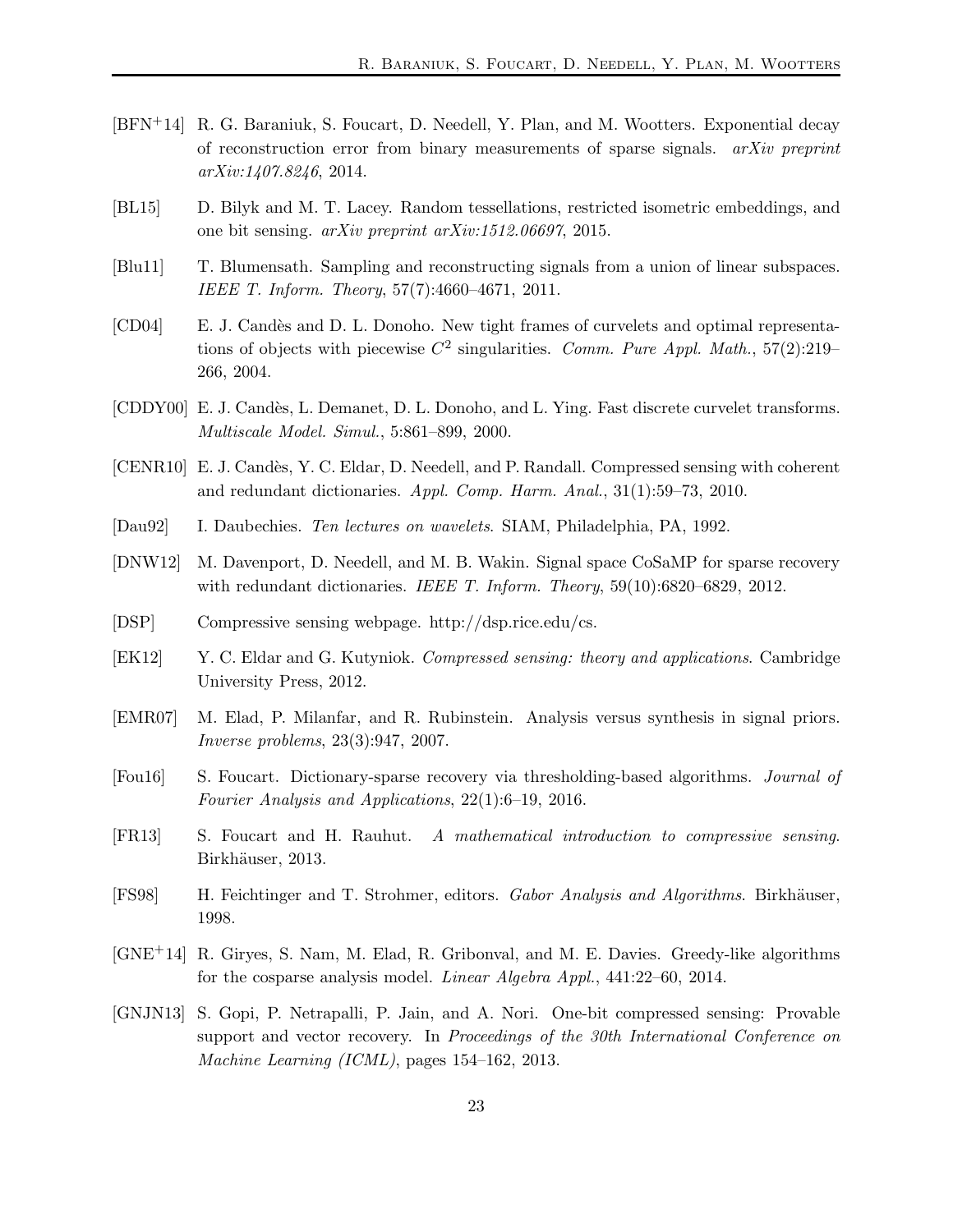[BFN+14] R. G. Baraniuk, S. Foucart, D. Needell, Y. Plan, and M. Wootters. Exponential decay of reconstruction error from binary measurements of sparse signals. *arXiv preprint arXiv:1407.8246*, 2014.

[BL15] D. Bilyk and M. T. Lacey. Random tessellations, restricted isometric embeddings, and one bit sensing. *arXiv preprint arXiv:1512.06697*, 2015.

[Blu11] T. Blumensath. Sampling and reconstructing signals from a union of linear subspaces. *IEEE T. Inform. Theory*, 57(7):4660–4671, 2011.

[CD04] E. J. Candès and D. L. Donoho. New tight frames of curvelets and optimal representations of objects with piecewise $C^2$ singularities. *Comm. Pure Appl. Math.*, 57(2):219–266, 2004.

[CDDY00] E. J. Candès, L. Demanet, D. L. Donoho, and L. Ying. Fast discrete curvelet transforms. *Multiscale Model. Simul.*, 5:861–899, 2000.

[CENR10] E. J. Candès, Y. C. Eldar, D. Needell, and P. Randall. Compressed sensing with coherent and redundant dictionaries. *Appl. Comp. Harm. Anal.*, 31(1):59–73, 2010.

[Dau92] I. Daubechies. *Ten lectures on wavelets*. SIAM, Philadelphia, PA, 1992.

[DNW12] M. Davenport, D. Needell, and M. B. Wakin. Signal space CoSaMP for sparse recovery with redundant dictionaries. *IEEE T. Inform. Theory*, 59(10):6820–6829, 2012.

[DSP] Compressive sensing webpage. http://dsp.rice.edu/cs.

[EK12] Y. C. Eldar and G. Kutyniok. *Compressed sensing: theory and applications*. Cambridge University Press, 2012.

[EMR07] M. Elad, P. Milanfar, and R. Rubinstein. Analysis versus synthesis in signal priors. *Inverse problems*, 23(3):947, 2007.

[Fou16] S. Foucart. Dictionary-sparse recovery via thresholding-based algorithms. *Journal of Fourier Analysis and Applications*, 22(1):6–19, 2016.

[FR13] S. Foucart and H. Rauhut. *A mathematical introduction to compressive sensing*. Birkhäuser, 2013.

[FS98] H. Feichtinger and T. Strohmer, editors. *Gabor Analysis and Algorithms*. Birkhäuser, 1998.

[GNE+14] R. Giryes, S. Nam, M. Elad, R. Gribonval, and M. E. Davies. Greedy-like algorithms for the cosparse analysis model. *Linear Algebra Appl.*, 441:22–60, 2014.

[GNJN13] S. Gopi, P. Netrapalli, P. Jain, and A. Nori. One-bit compressed sensing: Provable support and vector recovery. In *Proceedings of the 30th International Conference on Machine Learning (ICML)*, pages 154–162, 2013.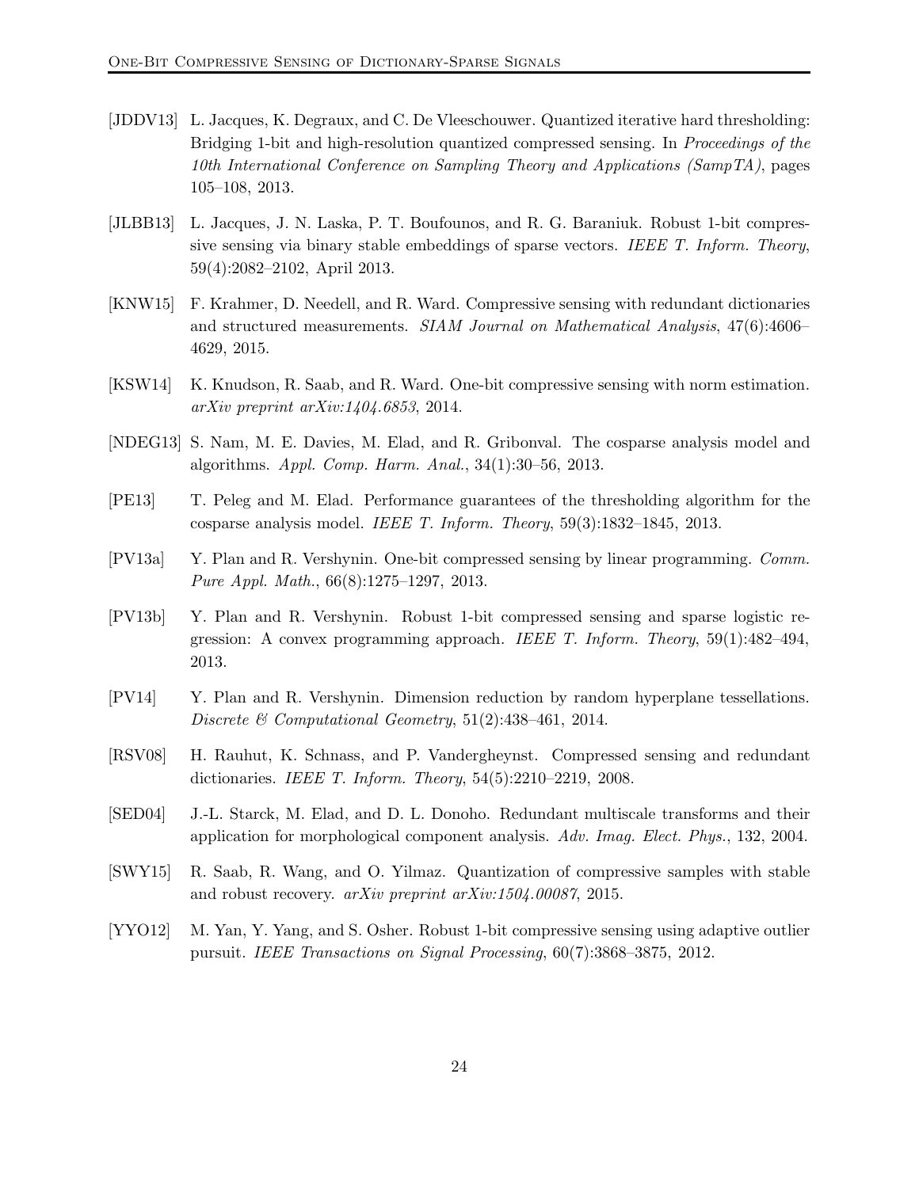[JDDV13] L. Jacques, K. Degraux, and C. De Vleeschouwer. Quantized iterative hard thresholding: Bridging 1-bit and high-resolution quantized compressed sensing. In *Proceedings of the 10th International Conference on Sampling Theory and Applications (SampTA)*, pages 105–108, 2013.

[JLBB13] L. Jacques, J. N. Laska, P. T. Boufounos, and R. G. Baraniuk. Robust 1-bit compressive sensing via binary stable embeddings of sparse vectors. *IEEE T. Inform. Theory*, 59(4):2082–2102, April 2013.

[KNW15] F. Krahmer, D. Needell, and R. Ward. Compressive sensing with redundant dictionaries and structured measurements. *SIAM Journal on Mathematical Analysis*, 47(6):4606–4629, 2015.

[KSW14] K. Knudson, R. Saab, and R. Ward. One-bit compressive sensing with norm estimation. *arXiv preprint arXiv:1404.6853*, 2014.

[NDEG13] S. Nam, M. E. Davies, M. Elad, and R. Gribonval. The cosparse analysis model and algorithms. *Appl. Comp. Harm. Anal.*, 34(1):30–56, 2013.

[PE13] T. Peleg and M. Elad. Performance guarantees of the thresholding algorithm for the cosparse analysis model. *IEEE T. Inform. Theory*, 59(3):1832–1845, 2013.

[PV13a] Y. Plan and R. Vershynin. One-bit compressed sensing by linear programming. *Comm. Pure Appl. Math.*, 66(8):1275–1297, 2013.

[PV13b] Y. Plan and R. Vershynin. Robust 1-bit compressed sensing and sparse logistic regression: A convex programming approach. *IEEE T. Inform. Theory*, 59(1):482–494, 2013.

[PV14] Y. Plan and R. Vershynin. Dimension reduction by random hyperplane tessellations. *Discrete & Computational Geometry*, 51(2):438–461, 2014.

[RSV08] H. Rauhut, K. Schnass, and P. Vandergheynst. Compressed sensing and redundant dictionaries. *IEEE T. Inform. Theory*, 54(5):2210–2219, 2008.

[SED04] J.-L. Starck, M. Elad, and D. L. Donoho. Redundant multiscale transforms and their application for morphological component analysis. *Adv. Imag. Elect. Phys.*, 132, 2004.

[SWY15] R. Saab, R. Wang, and O. Yilmaz. Quantization of compressive samples with stable and robust recovery. *arXiv preprint arXiv:1504.00087*, 2015.

[YYO12] M. Yan, Y. Yang, and S. Osher. Robust 1-bit compressive sensing using adaptive outlier pursuit. *IEEE Transactions on Signal Processing*, 60(7):3868–3875, 2012.